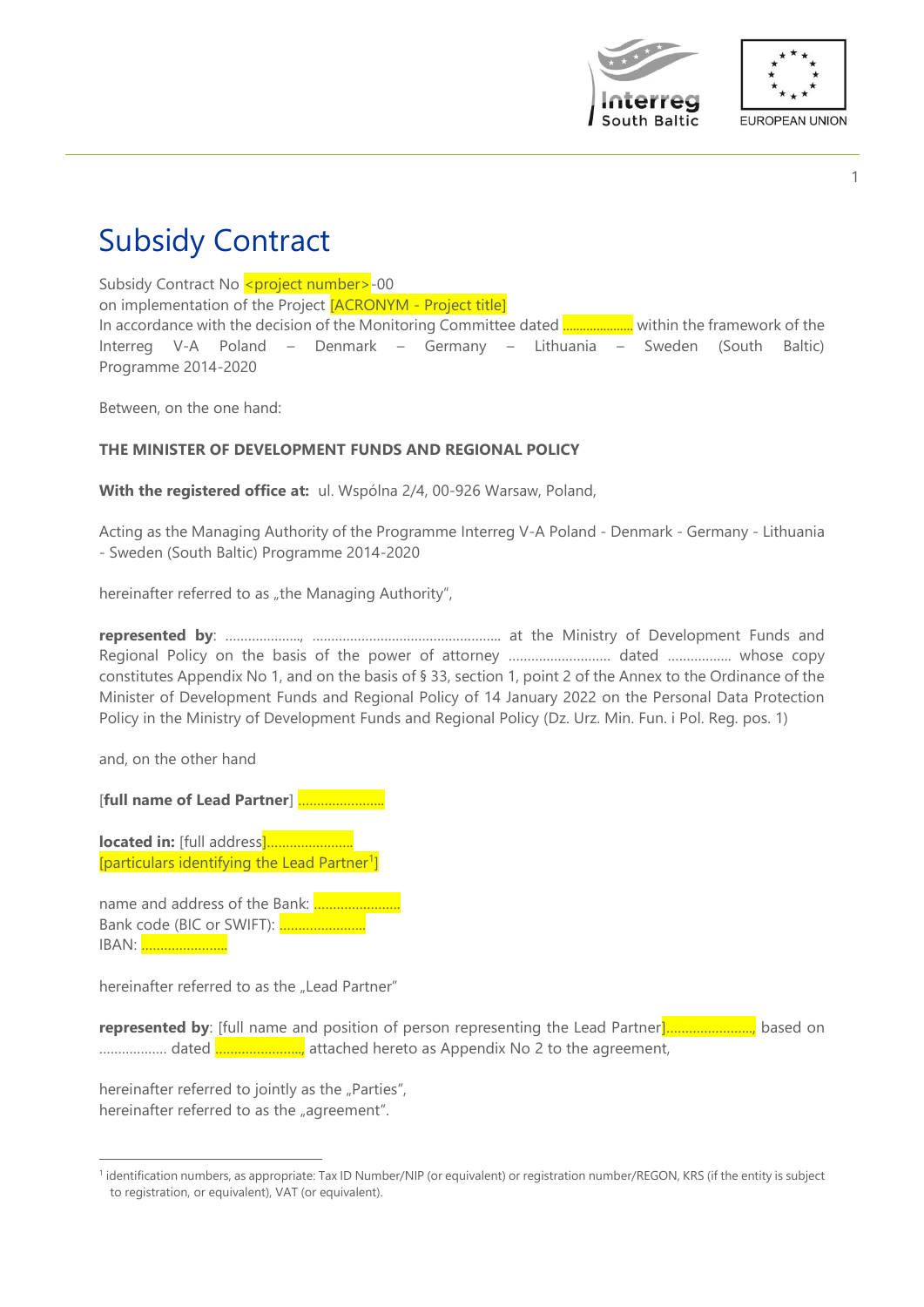# Subsidy Contract

Subsidy Contract No <project number>-00
on implementation of the Project [ACRONYM - Project title]
In accordance with the decision of the Monitoring Committee dated ………………… within the framework of the Interreg V-A Poland – Denmark – Germany – Lithuania – Sweden (South Baltic) Programme 2014-2020

Between, on the one hand:

**THE MINISTER OF DEVELOPMENT FUNDS AND REGIONAL POLICY**

**With the registered office at:** ul. Wspólna 2/4, 00-926 Warsaw, Poland,

Acting as the Managing Authority of the Programme Interreg V-A Poland - Denmark - Germany - Lithuania - Sweden (South Baltic) Programme 2014-2020

hereinafter referred to as „the Managing Authority",

**represented by**: …………………, …………………………………………… at the Ministry of Development Funds and Regional Policy on the basis of the power of attorney ……………………… dated …………….. whose copy constitutes Appendix No 1, and on the basis of § 33, section 1, point 2 of the Annex to the Ordinance of the Minister of Development Funds and Regional Policy of 14 January 2022 on the Personal Data Protection Policy in the Ministry of Development Funds and Regional Policy (Dz. Urz. Min. Fun. i Pol. Reg. pos. 1)

and, on the other hand

[**full name of Lead Partner**] …………………..

**located in:** [full address]…………………..
[particulars identifying the Lead Partner[1]]

name and address of the Bank: …………………..
Bank code (BIC or SWIFT): …………………..
IBAN: …………………..

hereinafter referred to as the „Lead Partner"

**represented by**: [full name and position of person representing the Lead Partner]……………………, based on …………….. dated ……………………, attached hereto as Appendix No 2 to the agreement,

hereinafter referred to jointly as the „Parties",
hereinafter referred to as the „agreement".

[1] identification numbers, as appropriate: Tax ID Number/NIP (or equivalent) or registration number/REGON, KRS (if the entity is subject to registration, or equivalent), VAT (or equivalent).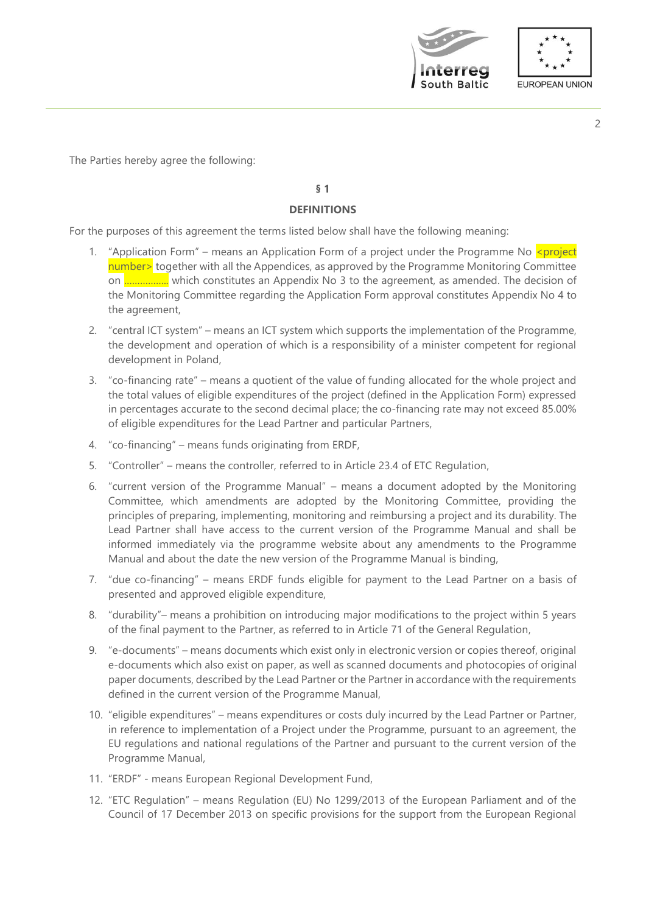The Parties hereby agree the following:

**§ 1**

**DEFINITIONS**

For the purposes of this agreement the terms listed below shall have the following meaning:

1. "Application Form" – means an Application Form of a project under the Programme No <project number> together with all the Appendices, as approved by the Programme Monitoring Committee on ................. which constitutes an Appendix No 3 to the agreement, as amended. The decision of the Monitoring Committee regarding the Application Form approval constitutes Appendix No 4 to the agreement,
2. "central ICT system" – means an ICT system which supports the implementation of the Programme, the development and operation of which is a responsibility of a minister competent for regional development in Poland,
3. "co-financing rate" – means a quotient of the value of funding allocated for the whole project and the total values of eligible expenditures of the project (defined in the Application Form) expressed in percentages accurate to the second decimal place; the co-financing rate may not exceed 85.00% of eligible expenditures for the Lead Partner and particular Partners,
4. "co-financing" – means funds originating from ERDF,
5. "Controller" – means the controller, referred to in Article 23.4 of ETC Regulation,
6. "current version of the Programme Manual" – means a document adopted by the Monitoring Committee, which amendments are adopted by the Monitoring Committee, providing the principles of preparing, implementing, monitoring and reimbursing a project and its durability. The Lead Partner shall have access to the current version of the Programme Manual and shall be informed immediately via the programme website about any amendments to the Programme Manual and about the date the new version of the Programme Manual is binding,
7. "due co-financing" – means ERDF funds eligible for payment to the Lead Partner on a basis of presented and approved eligible expenditure,
8. "durability"– means a prohibition on introducing major modifications to the project within 5 years of the final payment to the Partner, as referred to in Article 71 of the General Regulation,
9. "e-documents" – means documents which exist only in electronic version or copies thereof, original e-documents which also exist on paper, as well as scanned documents and photocopies of original paper documents, described by the Lead Partner or the Partner in accordance with the requirements defined in the current version of the Programme Manual,
10. "eligible expenditures" – means expenditures or costs duly incurred by the Lead Partner or Partner, in reference to implementation of a Project under the Programme, pursuant to an agreement, the EU regulations and national regulations of the Partner and pursuant to the current version of the Programme Manual,
11. "ERDF" - means European Regional Development Fund,
12. "ETC Regulation" – means Regulation (EU) No 1299/2013 of the European Parliament and of the Council of 17 December 2013 on specific provisions for the support from the European Regional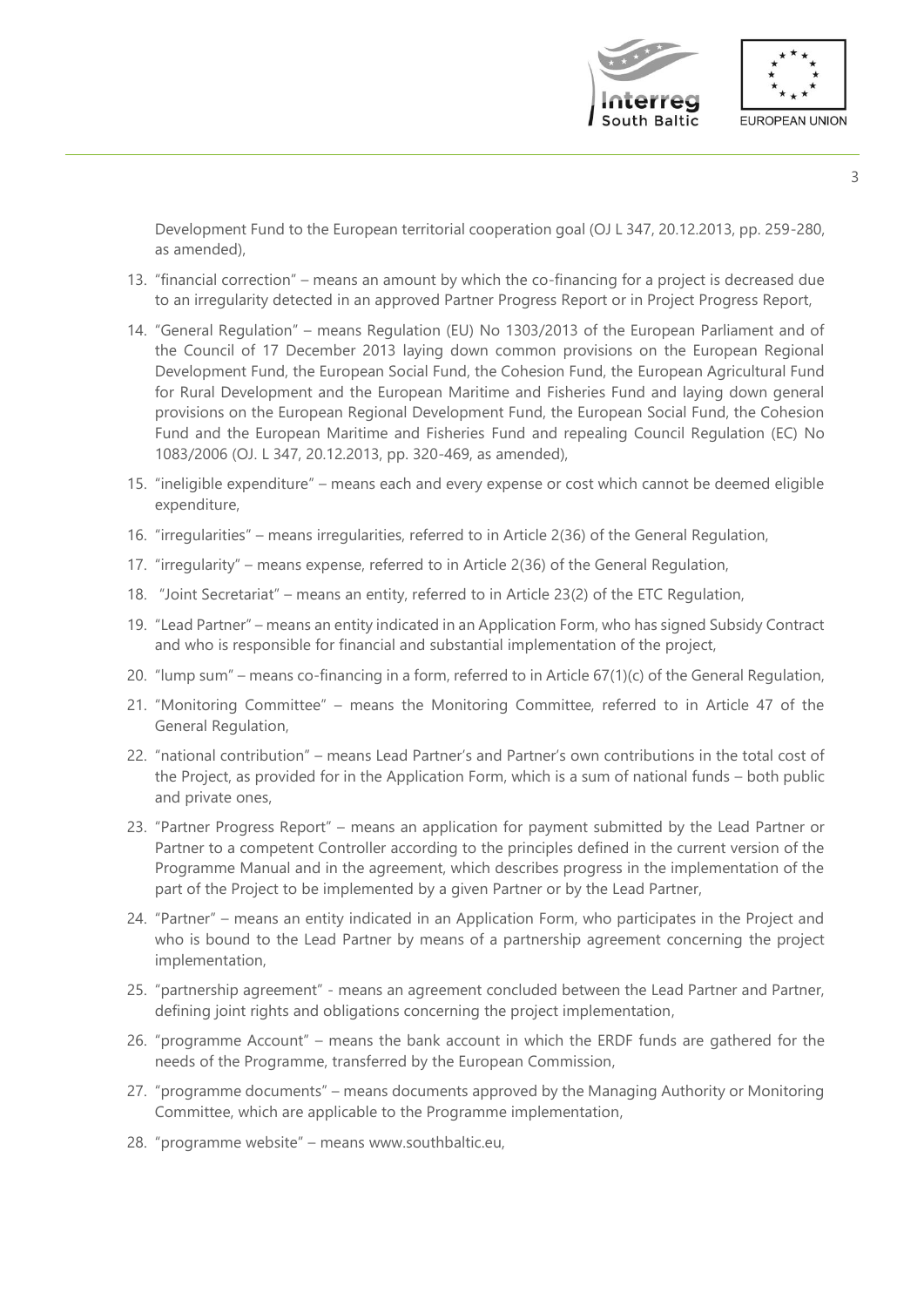Development Fund to the European territorial cooperation goal (OJ L 347, 20.12.2013, pp. 259-280, as amended),

13. "financial correction" – means an amount by which the co-financing for a project is decreased due to an irregularity detected in an approved Partner Progress Report or in Project Progress Report,
14. "General Regulation" – means Regulation (EU) No 1303/2013 of the European Parliament and of the Council of 17 December 2013 laying down common provisions on the European Regional Development Fund, the European Social Fund, the Cohesion Fund, the European Agricultural Fund for Rural Development and the European Maritime and Fisheries Fund and laying down general provisions on the European Regional Development Fund, the European Social Fund, the Cohesion Fund and the European Maritime and Fisheries Fund and repealing Council Regulation (EC) No 1083/2006 (OJ. L 347, 20.12.2013, pp. 320-469, as amended),
15. "ineligible expenditure" – means each and every expense or cost which cannot be deemed eligible expenditure,
16. "irregularities" – means irregularities, referred to in Article 2(36) of the General Regulation,
17. "irregularity" – means expense, referred to in Article 2(36) of the General Regulation,
18. "Joint Secretariat" – means an entity, referred to in Article 23(2) of the ETC Regulation,
19. "Lead Partner" – means an entity indicated in an Application Form, who has signed Subsidy Contract and who is responsible for financial and substantial implementation of the project,
20. "lump sum" – means co-financing in a form, referred to in Article 67(1)(c) of the General Regulation,
21. "Monitoring Committee" – means the Monitoring Committee, referred to in Article 47 of the General Regulation,
22. "national contribution" – means Lead Partner's and Partner's own contributions in the total cost of the Project, as provided for in the Application Form, which is a sum of national funds – both public and private ones,
23. "Partner Progress Report" – means an application for payment submitted by the Lead Partner or Partner to a competent Controller according to the principles defined in the current version of the Programme Manual and in the agreement, which describes progress in the implementation of the part of the Project to be implemented by a given Partner or by the Lead Partner,
24. "Partner" – means an entity indicated in an Application Form, who participates in the Project and who is bound to the Lead Partner by means of a partnership agreement concerning the project implementation,
25. "partnership agreement" - means an agreement concluded between the Lead Partner and Partner, defining joint rights and obligations concerning the project implementation,
26. "programme Account" – means the bank account in which the ERDF funds are gathered for the needs of the Programme, transferred by the European Commission,
27. "programme documents" – means documents approved by the Managing Authority or Monitoring Committee, which are applicable to the Programme implementation,
28. "programme website" – means www.southbaltic.eu,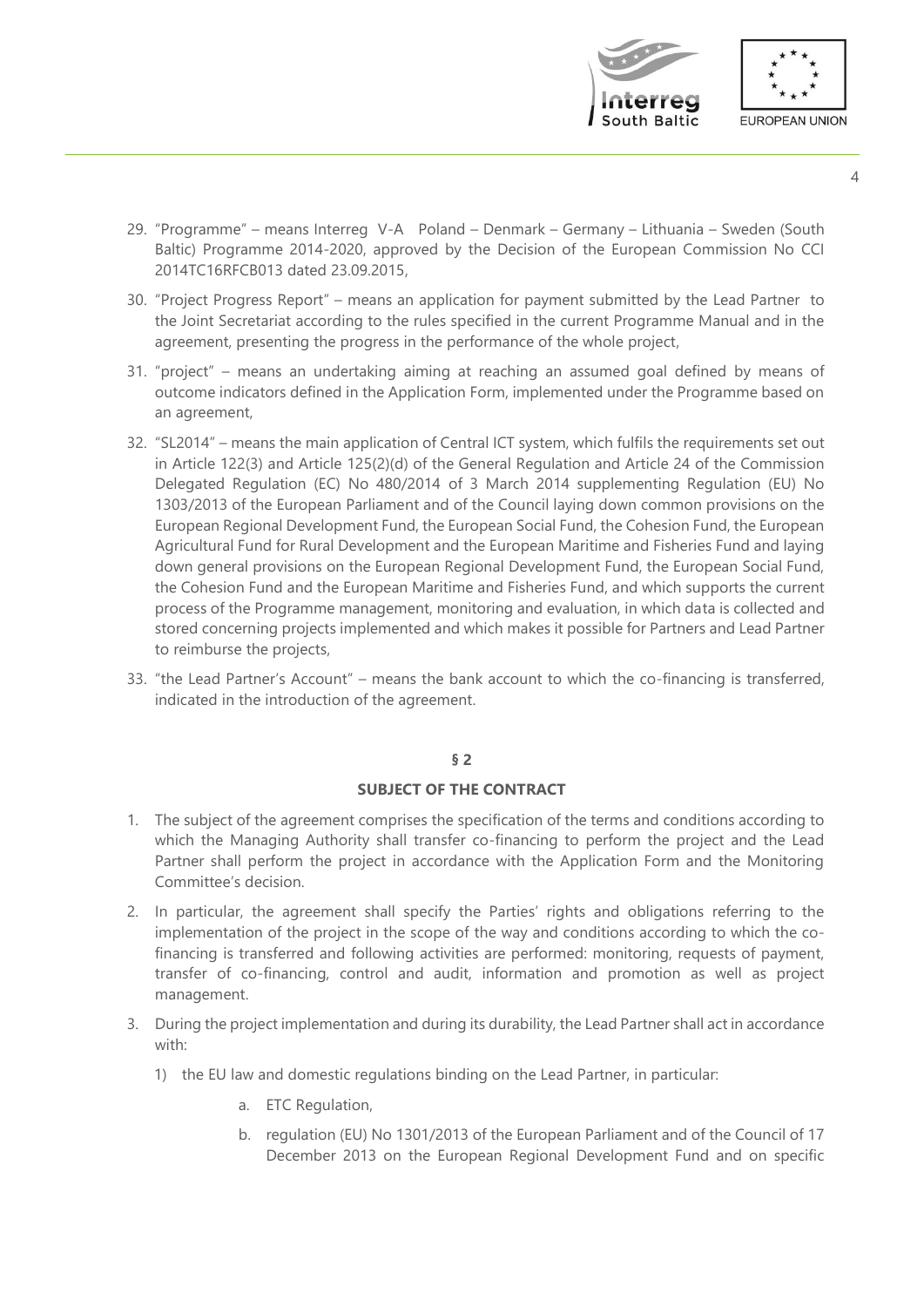29. "Programme" – means Interreg V-A Poland – Denmark – Germany – Lithuania – Sweden (South Baltic) Programme 2014-2020, approved by the Decision of the European Commission No CCI 2014TC16RFCB013 dated 23.09.2015,

30. "Project Progress Report" – means an application for payment submitted by the Lead Partner to the Joint Secretariat according to the rules specified in the current Programme Manual and in the agreement, presenting the progress in the performance of the whole project,

31. "project" – means an undertaking aiming at reaching an assumed goal defined by means of outcome indicators defined in the Application Form, implemented under the Programme based on an agreement,

32. "SL2014" – means the main application of Central ICT system, which fulfils the requirements set out in Article 122(3) and Article 125(2)(d) of the General Regulation and Article 24 of the Commission Delegated Regulation (EC) No 480/2014 of 3 March 2014 supplementing Regulation (EU) No 1303/2013 of the European Parliament and of the Council laying down common provisions on the European Regional Development Fund, the European Social Fund, the Cohesion Fund, the European Agricultural Fund for Rural Development and the European Maritime and Fisheries Fund and laying down general provisions on the European Regional Development Fund, the European Social Fund, the Cohesion Fund and the European Maritime and Fisheries Fund, and which supports the current process of the Programme management, monitoring and evaluation, in which data is collected and stored concerning projects implemented and which makes it possible for Partners and Lead Partner to reimburse the projects,

33. "the Lead Partner's Account" – means the bank account to which the co-financing is transferred, indicated in the introduction of the agreement.

**§ 2**

**SUBJECT OF THE CONTRACT**

1. The subject of the agreement comprises the specification of the terms and conditions according to which the Managing Authority shall transfer co-financing to perform the project and the Lead Partner shall perform the project in accordance with the Application Form and the Monitoring Committee's decision.

2. In particular, the agreement shall specify the Parties' rights and obligations referring to the implementation of the project in the scope of the way and conditions according to which the co-financing is transferred and following activities are performed: monitoring, requests of payment, transfer of co-financing, control and audit, information and promotion as well as project management.

3. During the project implementation and during its durability, the Lead Partner shall act in accordance with:

   1) the EU law and domestic regulations binding on the Lead Partner, in particular:

      a. ETC Regulation,

      b. regulation (EU) No 1301/2013 of the European Parliament and of the Council of 17 December 2013 on the European Regional Development Fund and on specific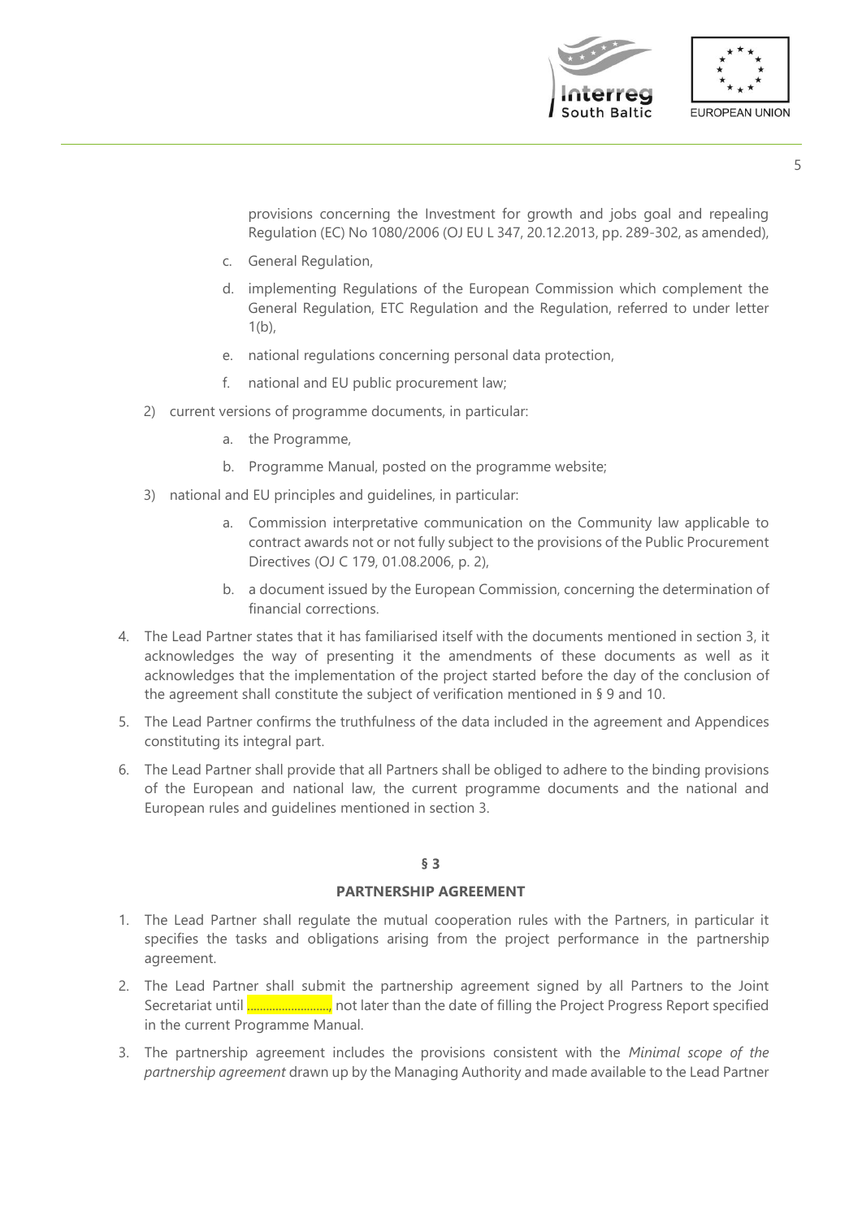provisions concerning the Investment for growth and jobs goal and repealing Regulation (EC) No 1080/2006 (OJ EU L 347, 20.12.2013, pp. 289-302, as amended),

   c. General Regulation,

   d. implementing Regulations of the European Commission which complement the General Regulation, ETC Regulation and the Regulation, referred to under letter 1(b),

   e. national regulations concerning personal data protection,

   f. national and EU public procurement law;

2) current versions of programme documents, in particular:

   a. the Programme,

   b. Programme Manual, posted on the programme website;

3) national and EU principles and guidelines, in particular:

   a. Commission interpretative communication on the Community law applicable to contract awards not or not fully subject to the provisions of the Public Procurement Directives (OJ C 179, 01.08.2006, p. 2),

   b. a document issued by the European Commission, concerning the determination of financial corrections.

4. The Lead Partner states that it has familiarised itself with the documents mentioned in section 3, it acknowledges the way of presenting it the amendments of these documents as well as it acknowledges that the implementation of the project started before the day of the conclusion of the agreement shall constitute the subject of verification mentioned in § 9 and 10.

5. The Lead Partner confirms the truthfulness of the data included in the agreement and Appendices constituting its integral part.

6. The Lead Partner shall provide that all Partners shall be obliged to adhere to the binding provisions of the European and national law, the current programme documents and the national and European rules and guidelines mentioned in section 3.

## § 3

## PARTNERSHIP AGREEMENT

1. The Lead Partner shall regulate the mutual cooperation rules with the Partners, in particular it specifies the tasks and obligations arising from the project performance in the partnership agreement.

2. The Lead Partner shall submit the partnership agreement signed by all Partners to the Joint Secretariat until ..........................., not later than the date of filling the Project Progress Report specified in the current Programme Manual.

3. The partnership agreement includes the provisions consistent with the *Minimal scope of the partnership agreement* drawn up by the Managing Authority and made available to the Lead Partner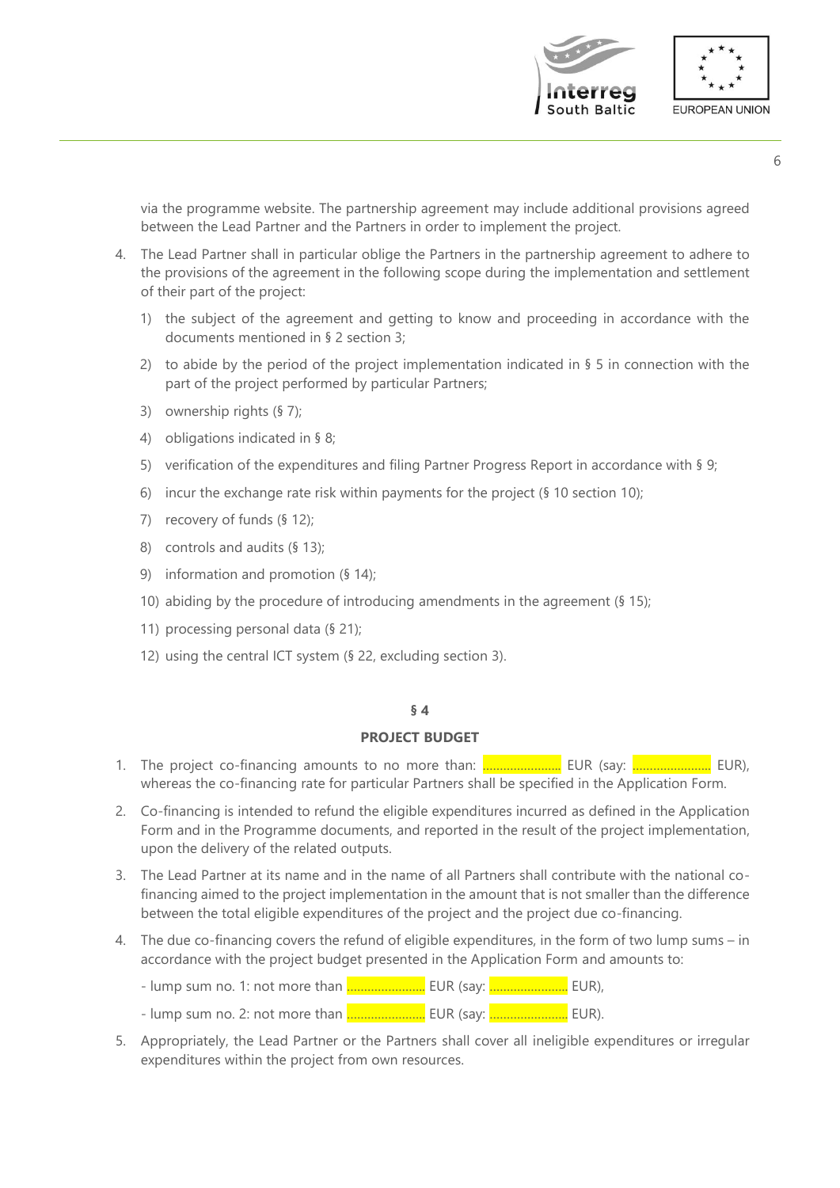via the programme website. The partnership agreement may include additional provisions agreed between the Lead Partner and the Partners in order to implement the project.

4. The Lead Partner shall in particular oblige the Partners in the partnership agreement to adhere to the provisions of the agreement in the following scope during the implementation and settlement of their part of the project:
   1) the subject of the agreement and getting to know and proceeding in accordance with the documents mentioned in § 2 section 3;
   2) to abide by the period of the project implementation indicated in § 5 in connection with the part of the project performed by particular Partners;
   3) ownership rights (§ 7);
   4) obligations indicated in § 8;
   5) verification of the expenditures and filing Partner Progress Report in accordance with § 9;
   6) incur the exchange rate risk within payments for the project (§ 10 section 10);
   7) recovery of funds (§ 12);
   8) controls and audits (§ 13);
   9) information and promotion (§ 14);
   10) abiding by the procedure of introducing amendments in the agreement (§ 15);
   11) processing personal data (§ 21);
   12) using the central ICT system (§ 22, excluding section 3).

**§ 4**

**PROJECT BUDGET**

1. The project co-financing amounts to no more than: …………………… EUR (say: …………………… EUR), whereas the co-financing rate for particular Partners shall be specified in the Application Form.
2. Co-financing is intended to refund the eligible expenditures incurred as defined in the Application Form and in the Programme documents, and reported in the result of the project implementation, upon the delivery of the related outputs.
3. The Lead Partner at its name and in the name of all Partners shall contribute with the national co-financing aimed to the project implementation in the amount that is not smaller than the difference between the total eligible expenditures of the project and the project due co-financing.
4. The due co-financing covers the refund of eligible expenditures, in the form of two lump sums – in accordance with the project budget presented in the Application Form and amounts to:

   - lump sum no. 1: not more than …………………… EUR (say: …………………… EUR),

   - lump sum no. 2: not more than …………………… EUR (say: …………………… EUR).
5. Appropriately, the Lead Partner or the Partners shall cover all ineligible expenditures or irregular expenditures within the project from own resources.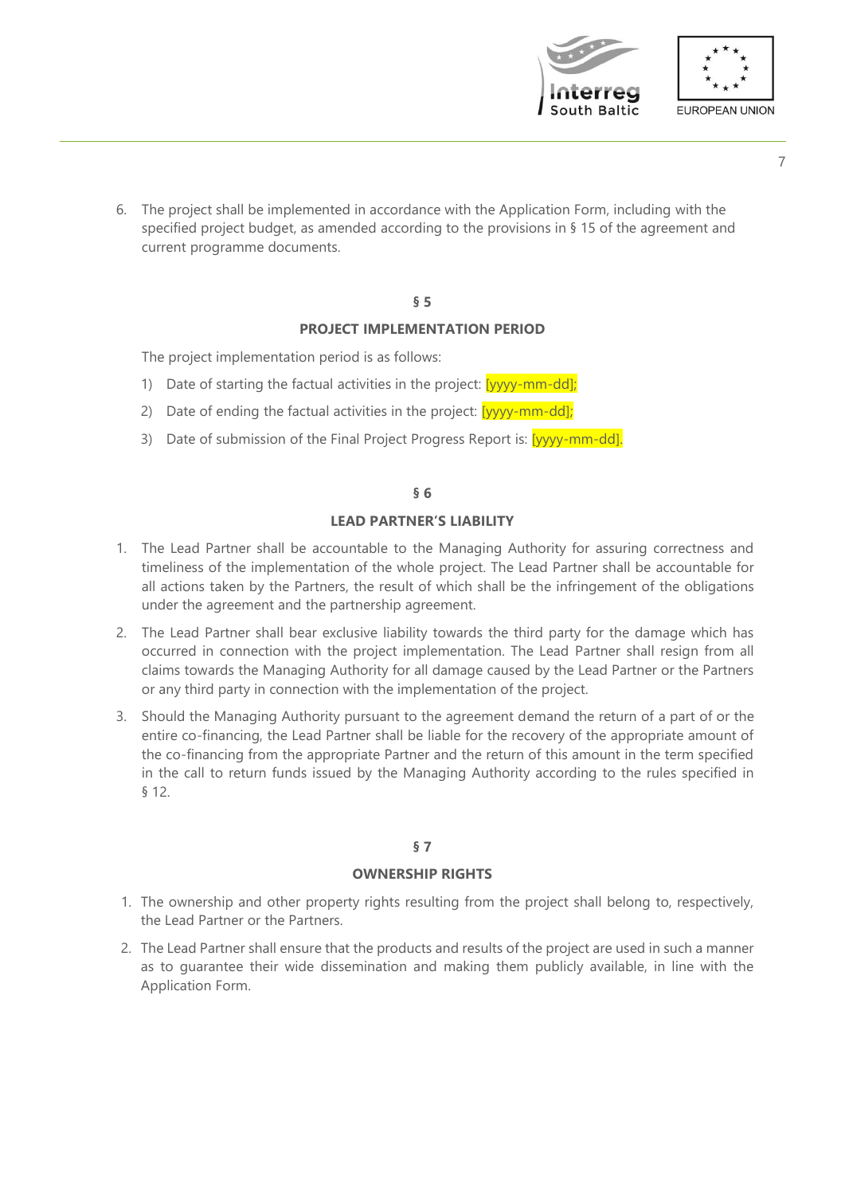6. The project shall be implemented in accordance with the Application Form, including with the specified project budget, as amended according to the provisions in § 15 of the agreement and current programme documents.

**§ 5**

**PROJECT IMPLEMENTATION PERIOD**

The project implementation period is as follows:

1) Date of starting the factual activities in the project: [yyyy-mm-dd];
2) Date of ending the factual activities in the project: [yyyy-mm-dd];
3) Date of submission of the Final Project Progress Report is: [yyyy-mm-dd].

**§ 6**

**LEAD PARTNER'S LIABILITY**

1. The Lead Partner shall be accountable to the Managing Authority for assuring correctness and timeliness of the implementation of the whole project. The Lead Partner shall be accountable for all actions taken by the Partners, the result of which shall be the infringement of the obligations under the agreement and the partnership agreement.
2. The Lead Partner shall bear exclusive liability towards the third party for the damage which has occurred in connection with the project implementation. The Lead Partner shall resign from all claims towards the Managing Authority for all damage caused by the Lead Partner or the Partners or any third party in connection with the implementation of the project.
3. Should the Managing Authority pursuant to the agreement demand the return of a part of or the entire co-financing, the Lead Partner shall be liable for the recovery of the appropriate amount of the co-financing from the appropriate Partner and the return of this amount in the term specified in the call to return funds issued by the Managing Authority according to the rules specified in § 12.

**§ 7**

**OWNERSHIP RIGHTS**

1. The ownership and other property rights resulting from the project shall belong to, respectively, the Lead Partner or the Partners.
2. The Lead Partner shall ensure that the products and results of the project are used in such a manner as to guarantee their wide dissemination and making them publicly available, in line with the Application Form.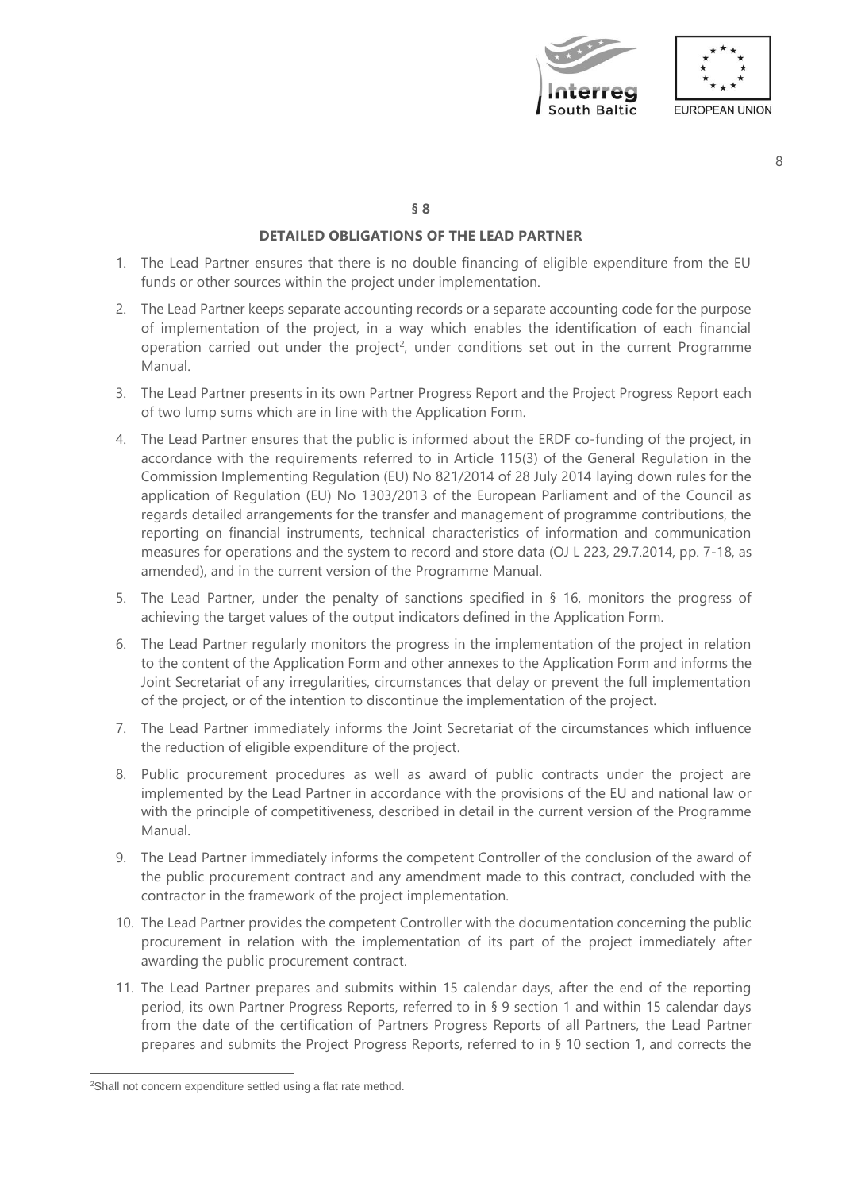## § 8

## DETAILED OBLIGATIONS OF THE LEAD PARTNER

1. The Lead Partner ensures that there is no double financing of eligible expenditure from the EU funds or other sources within the project under implementation.
2. The Lead Partner keeps separate accounting records or a separate accounting code for the purpose of implementation of the project, in a way which enables the identification of each financial operation carried out under the project[2], under conditions set out in the current Programme Manual.
3. The Lead Partner presents in its own Partner Progress Report and the Project Progress Report each of two lump sums which are in line with the Application Form.
4. The Lead Partner ensures that the public is informed about the ERDF co-funding of the project, in accordance with the requirements referred to in Article 115(3) of the General Regulation in the Commission Implementing Regulation (EU) No 821/2014 of 28 July 2014 laying down rules for the application of Regulation (EU) No 1303/2013 of the European Parliament and of the Council as regards detailed arrangements for the transfer and management of programme contributions, the reporting on financial instruments, technical characteristics of information and communication measures for operations and the system to record and store data (OJ L 223, 29.7.2014, pp. 7-18, as amended), and in the current version of the Programme Manual.
5. The Lead Partner, under the penalty of sanctions specified in § 16, monitors the progress of achieving the target values of the output indicators defined in the Application Form.
6. The Lead Partner regularly monitors the progress in the implementation of the project in relation to the content of the Application Form and other annexes to the Application Form and informs the Joint Secretariat of any irregularities, circumstances that delay or prevent the full implementation of the project, or of the intention to discontinue the implementation of the project.
7. The Lead Partner immediately informs the Joint Secretariat of the circumstances which influence the reduction of eligible expenditure of the project.
8. Public procurement procedures as well as award of public contracts under the project are implemented by the Lead Partner in accordance with the provisions of the EU and national law or with the principle of competitiveness, described in detail in the current version of the Programme Manual.
9. The Lead Partner immediately informs the competent Controller of the conclusion of the award of the public procurement contract and any amendment made to this contract, concluded with the contractor in the framework of the project implementation.
10. The Lead Partner provides the competent Controller with the documentation concerning the public procurement in relation with the implementation of its part of the project immediately after awarding the public procurement contract.
11. The Lead Partner prepares and submits within 15 calendar days, after the end of the reporting period, its own Partner Progress Reports, referred to in § 9 section 1 and within 15 calendar days from the date of the certification of Partners Progress Reports of all Partners, the Lead Partner prepares and submits the Project Progress Reports, referred to in § 10 section 1, and corrects the

[2]Shall not concern expenditure settled using a flat rate method.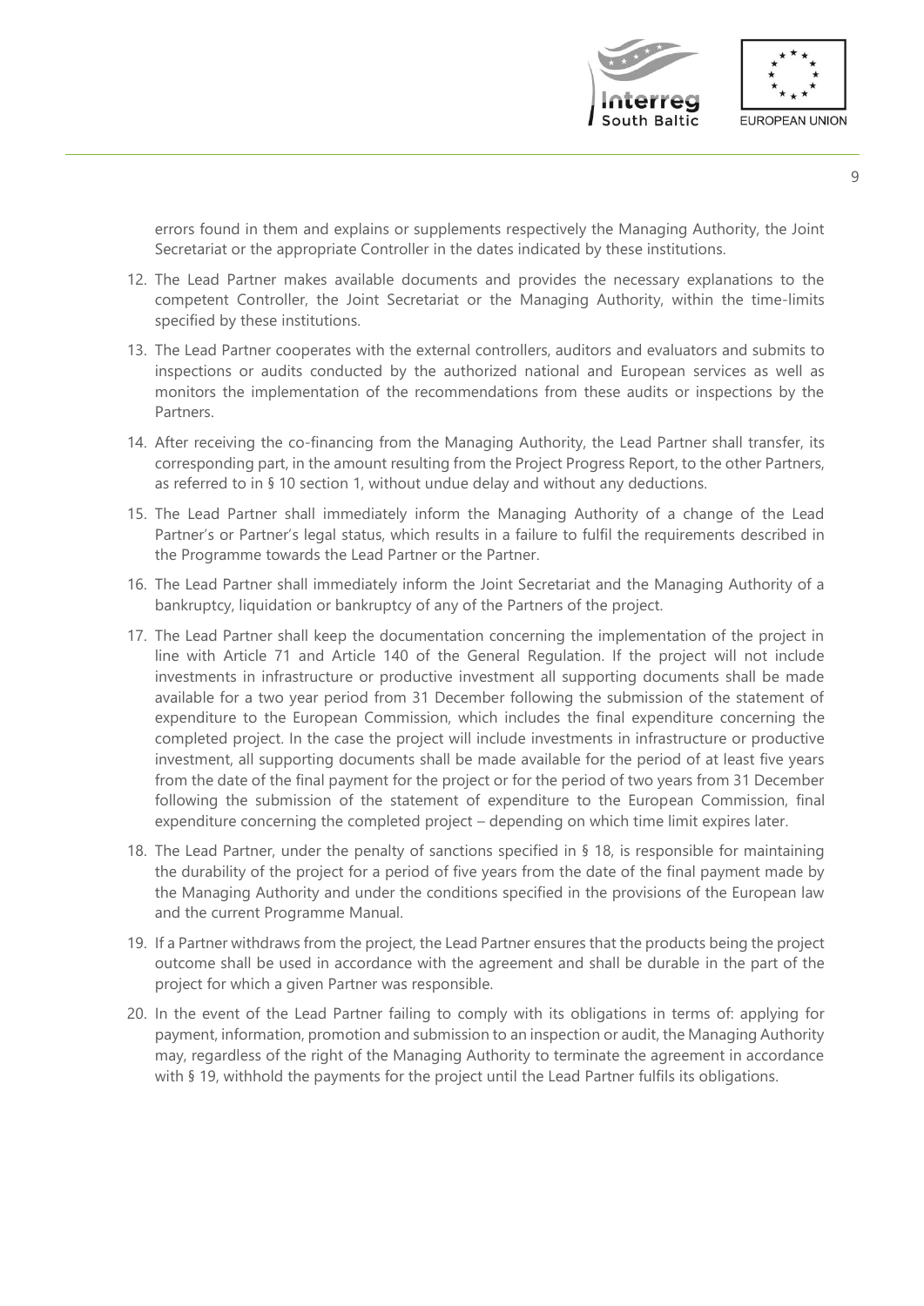errors found in them and explains or supplements respectively the Managing Authority, the Joint Secretariat or the appropriate Controller in the dates indicated by these institutions.

12. The Lead Partner makes available documents and provides the necessary explanations to the competent Controller, the Joint Secretariat or the Managing Authority, within the time-limits specified by these institutions.
13. The Lead Partner cooperates with the external controllers, auditors and evaluators and submits to inspections or audits conducted by the authorized national and European services as well as monitors the implementation of the recommendations from these audits or inspections by the Partners.
14. After receiving the co-financing from the Managing Authority, the Lead Partner shall transfer, its corresponding part, in the amount resulting from the Project Progress Report, to the other Partners, as referred to in § 10 section 1, without undue delay and without any deductions.
15. The Lead Partner shall immediately inform the Managing Authority of a change of the Lead Partner's or Partner's legal status, which results in a failure to fulfil the requirements described in the Programme towards the Lead Partner or the Partner.
16. The Lead Partner shall immediately inform the Joint Secretariat and the Managing Authority of a bankruptcy, liquidation or bankruptcy of any of the Partners of the project.
17. The Lead Partner shall keep the documentation concerning the implementation of the project in line with Article 71 and Article 140 of the General Regulation. If the project will not include investments in infrastructure or productive investment all supporting documents shall be made available for a two year period from 31 December following the submission of the statement of expenditure to the European Commission, which includes the final expenditure concerning the completed project. In the case the project will include investments in infrastructure or productive investment, all supporting documents shall be made available for the period of at least five years from the date of the final payment for the project or for the period of two years from 31 December following the submission of the statement of expenditure to the European Commission, final expenditure concerning the completed project – depending on which time limit expires later.
18. The Lead Partner, under the penalty of sanctions specified in § 18, is responsible for maintaining the durability of the project for a period of five years from the date of the final payment made by the Managing Authority and under the conditions specified in the provisions of the European law and the current Programme Manual.
19. If a Partner withdraws from the project, the Lead Partner ensures that the products being the project outcome shall be used in accordance with the agreement and shall be durable in the part of the project for which a given Partner was responsible.
20. In the event of the Lead Partner failing to comply with its obligations in terms of: applying for payment, information, promotion and submission to an inspection or audit, the Managing Authority may, regardless of the right of the Managing Authority to terminate the agreement in accordance with § 19, withhold the payments for the project until the Lead Partner fulfils its obligations.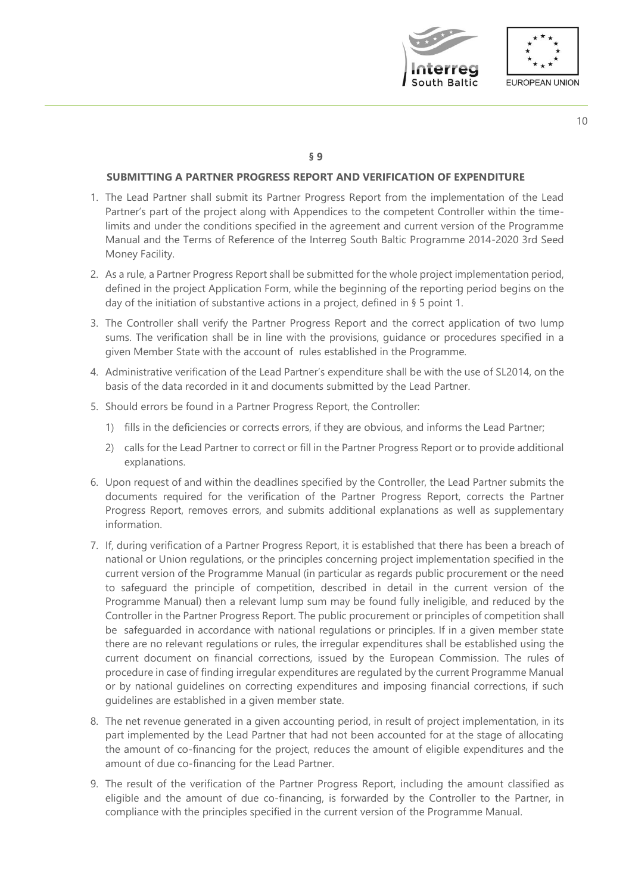§ 9

**SUBMITTING A PARTNER PROGRESS REPORT AND VERIFICATION OF EXPENDITURE**

1. The Lead Partner shall submit its Partner Progress Report from the implementation of the Lead Partner's part of the project along with Appendices to the competent Controller within the time-limits and under the conditions specified in the agreement and current version of the Programme Manual and the Terms of Reference of the Interreg South Baltic Programme 2014-2020 3rd Seed Money Facility.
2. As a rule, a Partner Progress Report shall be submitted for the whole project implementation period, defined in the project Application Form, while the beginning of the reporting period begins on the day of the initiation of substantive actions in a project, defined in § 5 point 1.
3. The Controller shall verify the Partner Progress Report and the correct application of two lump sums. The verification shall be in line with the provisions, guidance or procedures specified in a given Member State with the account of rules established in the Programme.
4. Administrative verification of the Lead Partner's expenditure shall be with the use of SL2014, on the basis of the data recorded in it and documents submitted by the Lead Partner.
5. Should errors be found in a Partner Progress Report, the Controller:
   1) fills in the deficiencies or corrects errors, if they are obvious, and informs the Lead Partner;
   2) calls for the Lead Partner to correct or fill in the Partner Progress Report or to provide additional explanations.
6. Upon request of and within the deadlines specified by the Controller, the Lead Partner submits the documents required for the verification of the Partner Progress Report, corrects the Partner Progress Report, removes errors, and submits additional explanations as well as supplementary information.
7. If, during verification of a Partner Progress Report, it is established that there has been a breach of national or Union regulations, or the principles concerning project implementation specified in the current version of the Programme Manual (in particular as regards public procurement or the need to safeguard the principle of competition, described in detail in the current version of the Programme Manual) then a relevant lump sum may be found fully ineligible, and reduced by the Controller in the Partner Progress Report. The public procurement or principles of competition shall be safeguarded in accordance with national regulations or principles. If in a given member state there are no relevant regulations or rules, the irregular expenditures shall be established using the current document on financial corrections, issued by the European Commission. The rules of procedure in case of finding irregular expenditures are regulated by the current Programme Manual or by national guidelines on correcting expenditures and imposing financial corrections, if such guidelines are established in a given member state.
8. The net revenue generated in a given accounting period, in result of project implementation, in its part implemented by the Lead Partner that had not been accounted for at the stage of allocating the amount of co-financing for the project, reduces the amount of eligible expenditures and the amount of due co-financing for the Lead Partner.
9. The result of the verification of the Partner Progress Report, including the amount classified as eligible and the amount of due co-financing, is forwarded by the Controller to the Partner, in compliance with the principles specified in the current version of the Programme Manual.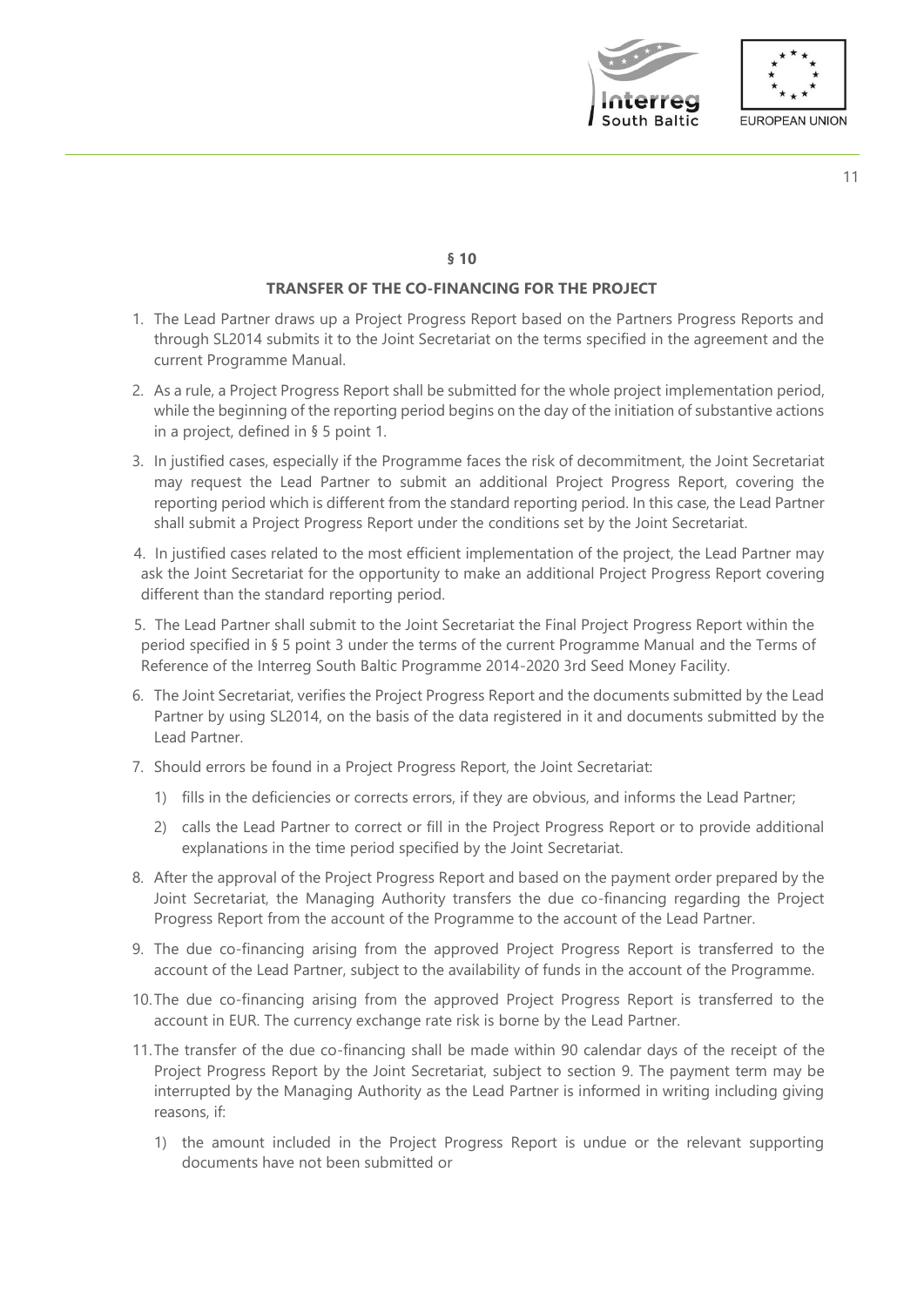## § 10

## TRANSFER OF THE CO-FINANCING FOR THE PROJECT

1. The Lead Partner draws up a Project Progress Report based on the Partners Progress Reports and through SL2014 submits it to the Joint Secretariat on the terms specified in the agreement and the current Programme Manual.
2. As a rule, a Project Progress Report shall be submitted for the whole project implementation period, while the beginning of the reporting period begins on the day of the initiation of substantive actions in a project, defined in § 5 point 1.
3. In justified cases, especially if the Programme faces the risk of decommitment, the Joint Secretariat may request the Lead Partner to submit an additional Project Progress Report, covering the reporting period which is different from the standard reporting period. In this case, the Lead Partner shall submit a Project Progress Report under the conditions set by the Joint Secretariat.
4. In justified cases related to the most efficient implementation of the project, the Lead Partner may ask the Joint Secretariat for the opportunity to make an additional Project Progress Report covering different than the standard reporting period.
5. The Lead Partner shall submit to the Joint Secretariat the Final Project Progress Report within the period specified in § 5 point 3 under the terms of the current Programme Manual and the Terms of Reference of the Interreg South Baltic Programme 2014-2020 3rd Seed Money Facility.
6. The Joint Secretariat, verifies the Project Progress Report and the documents submitted by the Lead Partner by using SL2014, on the basis of the data registered in it and documents submitted by the Lead Partner.
7. Should errors be found in a Project Progress Report, the Joint Secretariat:
   1) fills in the deficiencies or corrects errors, if they are obvious, and informs the Lead Partner;
   2) calls the Lead Partner to correct or fill in the Project Progress Report or to provide additional explanations in the time period specified by the Joint Secretariat.
8. After the approval of the Project Progress Report and based on the payment order prepared by the Joint Secretariat, the Managing Authority transfers the due co-financing regarding the Project Progress Report from the account of the Programme to the account of the Lead Partner.
9. The due co-financing arising from the approved Project Progress Report is transferred to the account of the Lead Partner, subject to the availability of funds in the account of the Programme.
10. The due co-financing arising from the approved Project Progress Report is transferred to the account in EUR. The currency exchange rate risk is borne by the Lead Partner.
11. The transfer of the due co-financing shall be made within 90 calendar days of the receipt of the Project Progress Report by the Joint Secretariat, subject to section 9. The payment term may be interrupted by the Managing Authority as the Lead Partner is informed in writing including giving reasons, if:
    1) the amount included in the Project Progress Report is undue or the relevant supporting documents have not been submitted or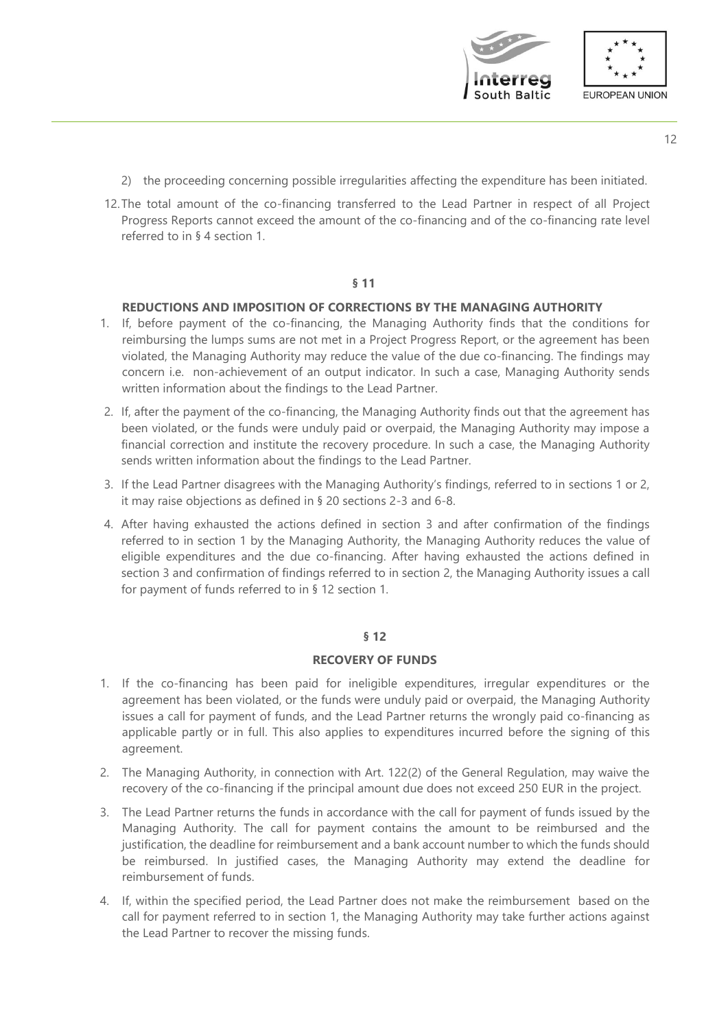2) the proceeding concerning possible irregularities affecting the expenditure has been initiated.

12. The total amount of the co-financing transferred to the Lead Partner in respect of all Project Progress Reports cannot exceed the amount of the co-financing and of the co-financing rate level referred to in § 4 section 1.

## § 11

## REDUCTIONS AND IMPOSITION OF CORRECTIONS BY THE MANAGING AUTHORITY

1. If, before payment of the co-financing, the Managing Authority finds that the conditions for reimbursing the lumps sums are not met in a Project Progress Report, or the agreement has been violated, the Managing Authority may reduce the value of the due co-financing. The findings may concern i.e. non-achievement of an output indicator. In such a case, Managing Authority sends written information about the findings to the Lead Partner.
2. If, after the payment of the co-financing, the Managing Authority finds out that the agreement has been violated, or the funds were unduly paid or overpaid, the Managing Authority may impose a financial correction and institute the recovery procedure. In such a case, the Managing Authority sends written information about the findings to the Lead Partner.
3. If the Lead Partner disagrees with the Managing Authority's findings, referred to in sections 1 or 2, it may raise objections as defined in § 20 sections 2-3 and 6-8.
4. After having exhausted the actions defined in section 3 and after confirmation of the findings referred to in section 1 by the Managing Authority, the Managing Authority reduces the value of eligible expenditures and the due co-financing. After having exhausted the actions defined in section 3 and confirmation of findings referred to in section 2, the Managing Authority issues a call for payment of funds referred to in § 12 section 1.

## § 12

## RECOVERY OF FUNDS

1. If the co-financing has been paid for ineligible expenditures, irregular expenditures or the agreement has been violated, or the funds were unduly paid or overpaid, the Managing Authority issues a call for payment of funds, and the Lead Partner returns the wrongly paid co-financing as applicable partly or in full. This also applies to expenditures incurred before the signing of this agreement.
2. The Managing Authority, in connection with Art. 122(2) of the General Regulation, may waive the recovery of the co-financing if the principal amount due does not exceed 250 EUR in the project.
3. The Lead Partner returns the funds in accordance with the call for payment of funds issued by the Managing Authority. The call for payment contains the amount to be reimbursed and the justification, the deadline for reimbursement and a bank account number to which the funds should be reimbursed. In justified cases, the Managing Authority may extend the deadline for reimbursement of funds.
4. If, within the specified period, the Lead Partner does not make the reimbursement based on the call for payment referred to in section 1, the Managing Authority may take further actions against the Lead Partner to recover the missing funds.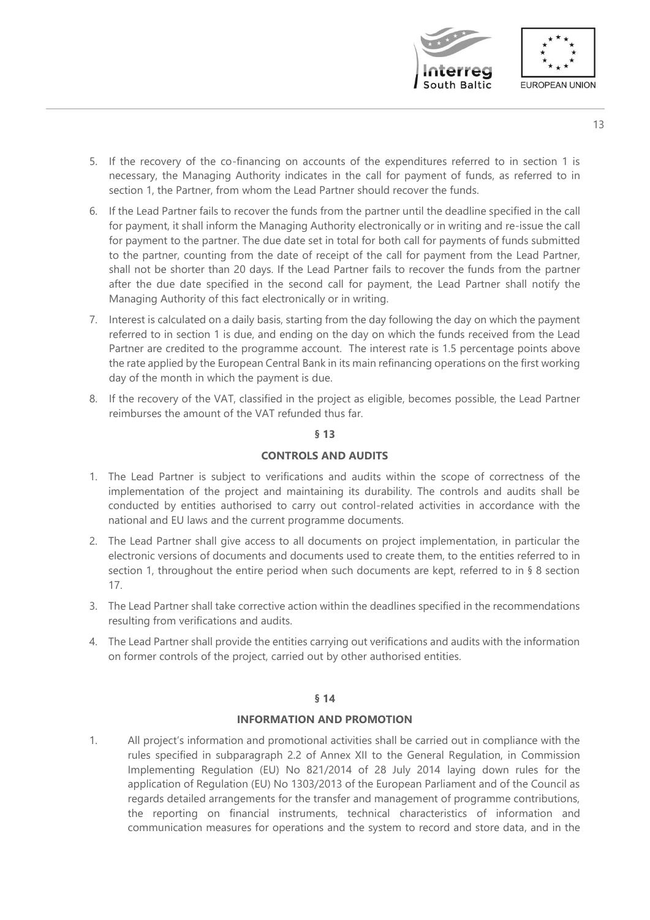5. If the recovery of the co-financing on accounts of the expenditures referred to in section 1 is necessary, the Managing Authority indicates in the call for payment of funds, as referred to in section 1, the Partner, from whom the Lead Partner should recover the funds.
6. If the Lead Partner fails to recover the funds from the partner until the deadline specified in the call for payment, it shall inform the Managing Authority electronically or in writing and re-issue the call for payment to the partner. The due date set in total for both call for payments of funds submitted to the partner, counting from the date of receipt of the call for payment from the Lead Partner, shall not be shorter than 20 days. If the Lead Partner fails to recover the funds from the partner after the due date specified in the second call for payment, the Lead Partner shall notify the Managing Authority of this fact electronically or in writing.
7. Interest is calculated on a daily basis, starting from the day following the day on which the payment referred to in section 1 is due, and ending on the day on which the funds received from the Lead Partner are credited to the programme account. The interest rate is 1.5 percentage points above the rate applied by the European Central Bank in its main refinancing operations on the first working day of the month in which the payment is due.
8. If the recovery of the VAT, classified in the project as eligible, becomes possible, the Lead Partner reimburses the amount of the VAT refunded thus far.

**§ 13**

**CONTROLS AND AUDITS**

1. The Lead Partner is subject to verifications and audits within the scope of correctness of the implementation of the project and maintaining its durability. The controls and audits shall be conducted by entities authorised to carry out control-related activities in accordance with the national and EU laws and the current programme documents.
2. The Lead Partner shall give access to all documents on project implementation, in particular the electronic versions of documents and documents used to create them, to the entities referred to in section 1, throughout the entire period when such documents are kept, referred to in § 8 section 17.
3. The Lead Partner shall take corrective action within the deadlines specified in the recommendations resulting from verifications and audits.
4. The Lead Partner shall provide the entities carrying out verifications and audits with the information on former controls of the project, carried out by other authorised entities.

**§ 14**

**INFORMATION AND PROMOTION**

1. All project's information and promotional activities shall be carried out in compliance with the rules specified in subparagraph 2.2 of Annex XII to the General Regulation, in Commission Implementing Regulation (EU) No 821/2014 of 28 July 2014 laying down rules for the application of Regulation (EU) No 1303/2013 of the European Parliament and of the Council as regards detailed arrangements for the transfer and management of programme contributions, the reporting on financial instruments, technical characteristics of information and communication measures for operations and the system to record and store data, and in the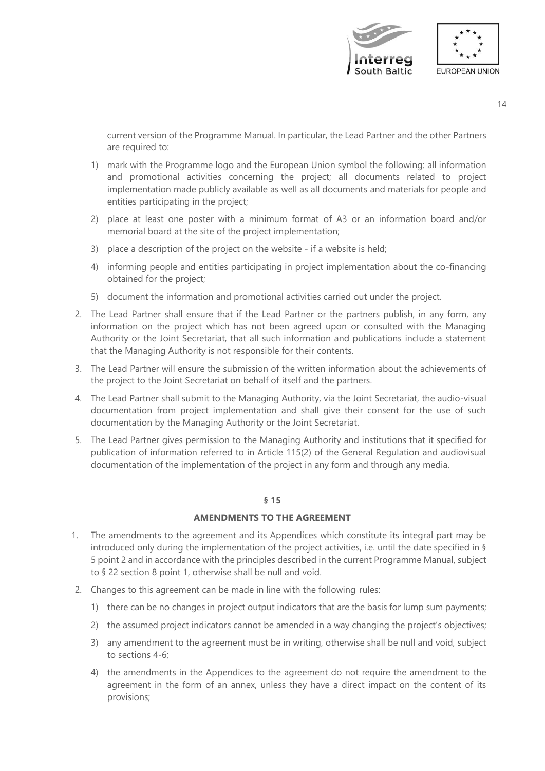current version of the Programme Manual. In particular, the Lead Partner and the other Partners are required to:

1) mark with the Programme logo and the European Union symbol the following: all information and promotional activities concerning the project; all documents related to project implementation made publicly available as well as all documents and materials for people and entities participating in the project;
2) place at least one poster with a minimum format of A3 or an information board and/or memorial board at the site of the project implementation;
3) place a description of the project on the website - if a website is held;
4) informing people and entities participating in project implementation about the co-financing obtained for the project;
5) document the information and promotional activities carried out under the project.

2. The Lead Partner shall ensure that if the Lead Partner or the partners publish, in any form, any information on the project which has not been agreed upon or consulted with the Managing Authority or the Joint Secretariat, that all such information and publications include a statement that the Managing Authority is not responsible for their contents.
3. The Lead Partner will ensure the submission of the written information about the achievements of the project to the Joint Secretariat on behalf of itself and the partners.
4. The Lead Partner shall submit to the Managing Authority, via the Joint Secretariat, the audio-visual documentation from project implementation and shall give their consent for the use of such documentation by the Managing Authority or the Joint Secretariat.
5. The Lead Partner gives permission to the Managing Authority and institutions that it specified for publication of information referred to in Article 115(2) of the General Regulation and audiovisual documentation of the implementation of the project in any form and through any media.

## § 15

## AMENDMENTS TO THE AGREEMENT

1. The amendments to the agreement and its Appendices which constitute its integral part may be introduced only during the implementation of the project activities, i.e. until the date specified in § 5 point 2 and in accordance with the principles described in the current Programme Manual, subject to § 22 section 8 point 1, otherwise shall be null and void.
2. Changes to this agreement can be made in line with the following rules:
   1) there can be no changes in project output indicators that are the basis for lump sum payments;
   2) the assumed project indicators cannot be amended in a way changing the project's objectives;
   3) any amendment to the agreement must be in writing, otherwise shall be null and void, subject to sections 4-6;
   4) the amendments in the Appendices to the agreement do not require the amendment to the agreement in the form of an annex, unless they have a direct impact on the content of its provisions;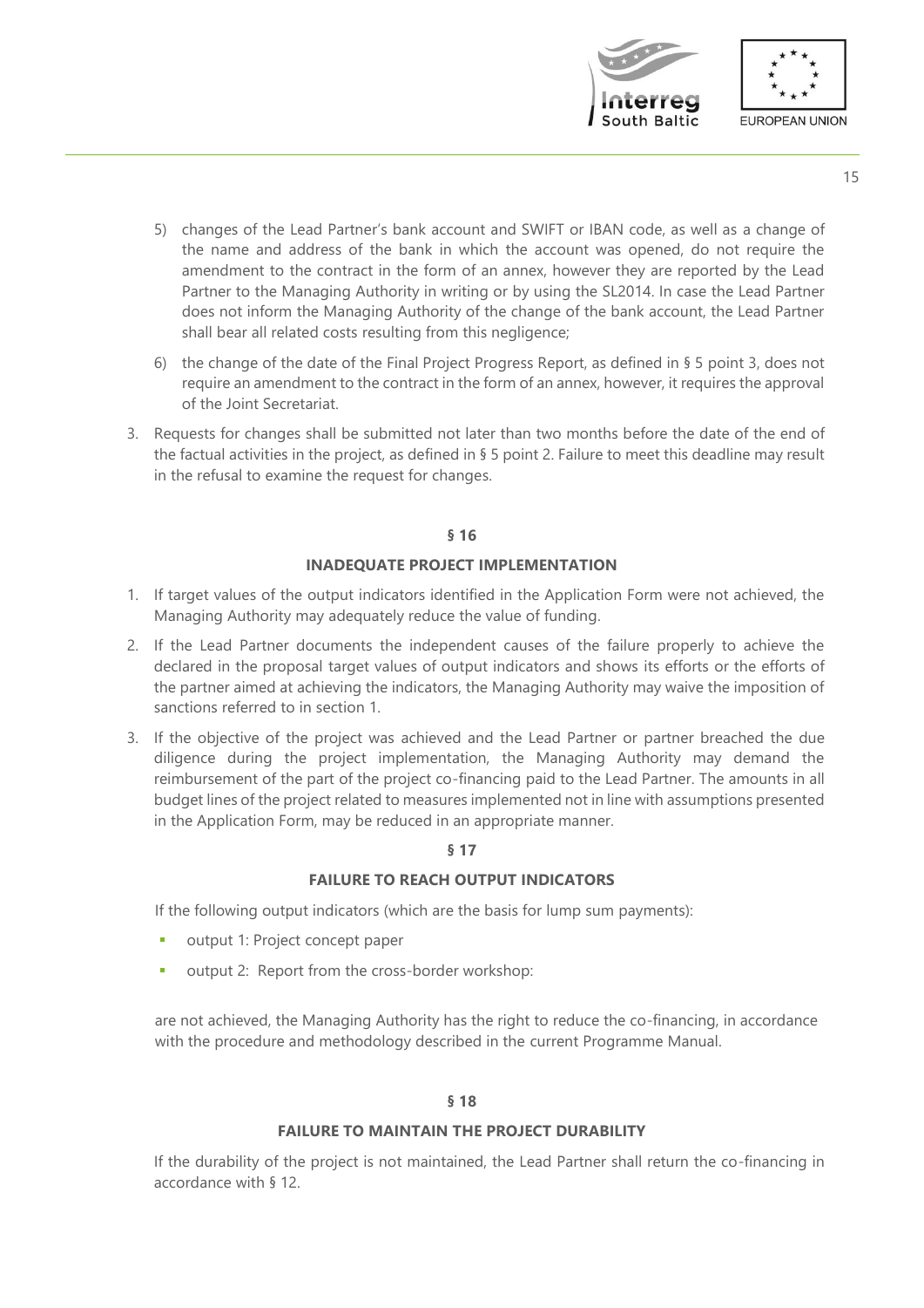5) changes of the Lead Partner's bank account and SWIFT or IBAN code, as well as a change of the name and address of the bank in which the account was opened, do not require the amendment to the contract in the form of an annex, however they are reported by the Lead Partner to the Managing Authority in writing or by using the SL2014. In case the Lead Partner does not inform the Managing Authority of the change of the bank account, the Lead Partner shall bear all related costs resulting from this negligence;

6) the change of the date of the Final Project Progress Report, as defined in § 5 point 3, does not require an amendment to the contract in the form of an annex, however, it requires the approval of the Joint Secretariat.

3. Requests for changes shall be submitted not later than two months before the date of the end of the factual activities in the project, as defined in § 5 point 2. Failure to meet this deadline may result in the refusal to examine the request for changes.

## § 16

## INADEQUATE PROJECT IMPLEMENTATION

1. If target values of the output indicators identified in the Application Form were not achieved, the Managing Authority may adequately reduce the value of funding.
2. If the Lead Partner documents the independent causes of the failure properly to achieve the declared in the proposal target values of output indicators and shows its efforts or the efforts of the partner aimed at achieving the indicators, the Managing Authority may waive the imposition of sanctions referred to in section 1.
3. If the objective of the project was achieved and the Lead Partner or partner breached the due diligence during the project implementation, the Managing Authority may demand the reimbursement of the part of the project co-financing paid to the Lead Partner. The amounts in all budget lines of the project related to measures implemented not in line with assumptions presented in the Application Form, may be reduced in an appropriate manner.

## § 17

## FAILURE TO REACH OUTPUT INDICATORS

If the following output indicators (which are the basis for lump sum payments):

- output 1: Project concept paper
- output 2: Report from the cross-border workshop:

are not achieved, the Managing Authority has the right to reduce the co-financing, in accordance with the procedure and methodology described in the current Programme Manual.

## § 18

## FAILURE TO MAINTAIN THE PROJECT DURABILITY

If the durability of the project is not maintained, the Lead Partner shall return the co-financing in accordance with § 12.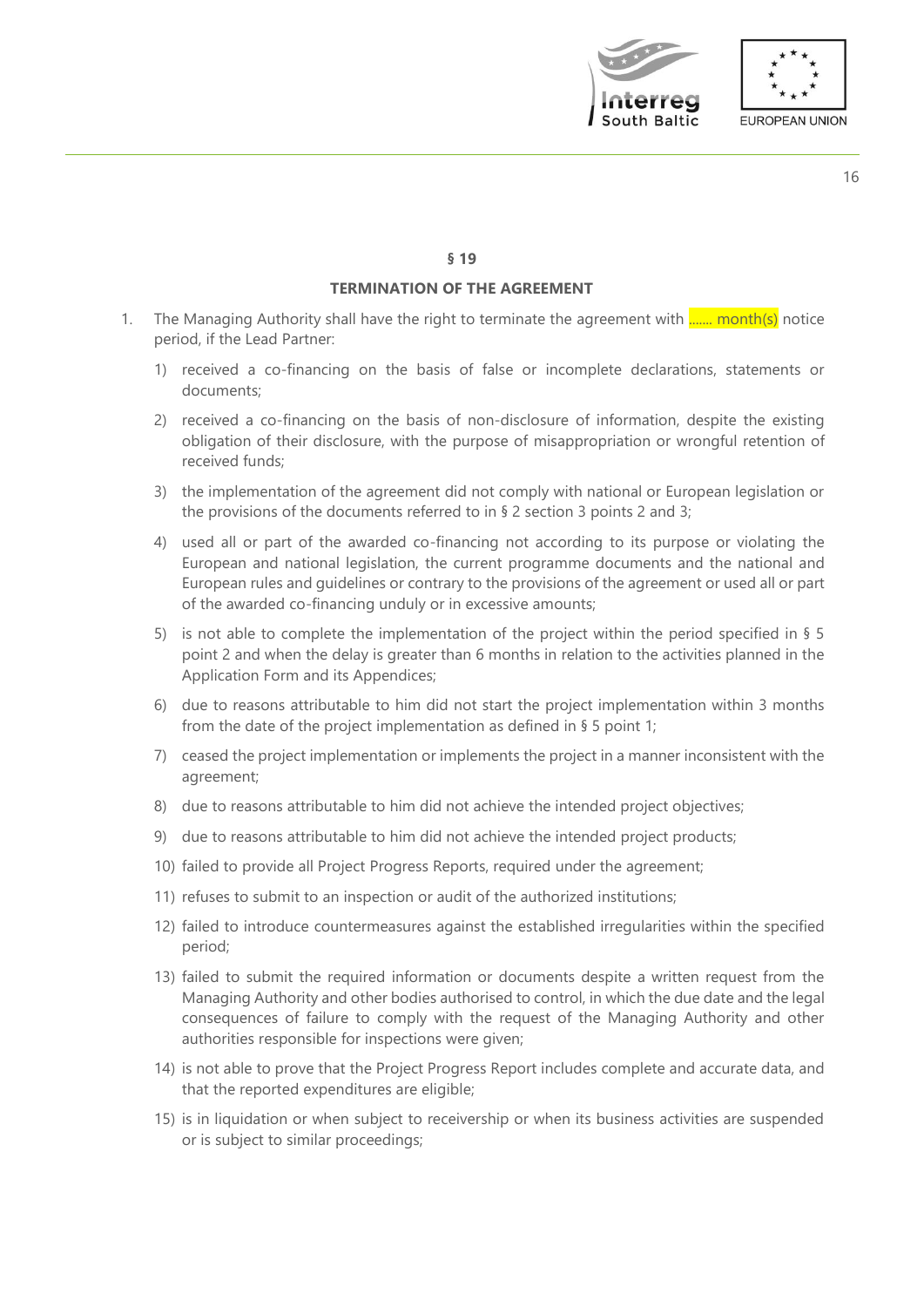## § 19

## TERMINATION OF THE AGREEMENT

1. The Managing Authority shall have the right to terminate the agreement with ……. month(s) notice period, if the Lead Partner:
   1) received a co-financing on the basis of false or incomplete declarations, statements or documents;
   2) received a co-financing on the basis of non-disclosure of information, despite the existing obligation of their disclosure, with the purpose of misappropriation or wrongful retention of received funds;
   3) the implementation of the agreement did not comply with national or European legislation or the provisions of the documents referred to in § 2 section 3 points 2 and 3;
   4) used all or part of the awarded co-financing not according to its purpose or violating the European and national legislation, the current programme documents and the national and European rules and guidelines or contrary to the provisions of the agreement or used all or part of the awarded co-financing unduly or in excessive amounts;
   5) is not able to complete the implementation of the project within the period specified in § 5 point 2 and when the delay is greater than 6 months in relation to the activities planned in the Application Form and its Appendices;
   6) due to reasons attributable to him did not start the project implementation within 3 months from the date of the project implementation as defined in § 5 point 1;
   7) ceased the project implementation or implements the project in a manner inconsistent with the agreement;
   8) due to reasons attributable to him did not achieve the intended project objectives;
   9) due to reasons attributable to him did not achieve the intended project products;
   10) failed to provide all Project Progress Reports, required under the agreement;
   11) refuses to submit to an inspection or audit of the authorized institutions;
   12) failed to introduce countermeasures against the established irregularities within the specified period;
   13) failed to submit the required information or documents despite a written request from the Managing Authority and other bodies authorised to control, in which the due date and the legal consequences of failure to comply with the request of the Managing Authority and other authorities responsible for inspections were given;
   14) is not able to prove that the Project Progress Report includes complete and accurate data, and that the reported expenditures are eligible;
   15) is in liquidation or when subject to receivership or when its business activities are suspended or is subject to similar proceedings;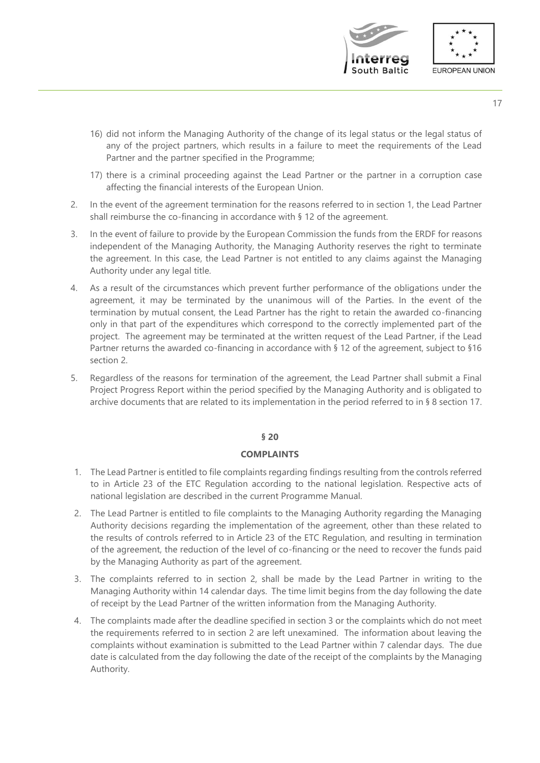16) did not inform the Managing Authority of the change of its legal status or the legal status of any of the project partners, which results in a failure to meet the requirements of the Lead Partner and the partner specified in the Programme;

17) there is a criminal proceeding against the Lead Partner or the partner in a corruption case affecting the financial interests of the European Union.

2. In the event of the agreement termination for the reasons referred to in section 1, the Lead Partner shall reimburse the co-financing in accordance with § 12 of the agreement.

3. In the event of failure to provide by the European Commission the funds from the ERDF for reasons independent of the Managing Authority, the Managing Authority reserves the right to terminate the agreement. In this case, the Lead Partner is not entitled to any claims against the Managing Authority under any legal title.

4. As a result of the circumstances which prevent further performance of the obligations under the agreement, it may be terminated by the unanimous will of the Parties. In the event of the termination by mutual consent, the Lead Partner has the right to retain the awarded co-financing only in that part of the expenditures which correspond to the correctly implemented part of the project. The agreement may be terminated at the written request of the Lead Partner, if the Lead Partner returns the awarded co-financing in accordance with § 12 of the agreement, subject to §16 section 2.

5. Regardless of the reasons for termination of the agreement, the Lead Partner shall submit a Final Project Progress Report within the period specified by the Managing Authority and is obligated to archive documents that are related to its implementation in the period referred to in § 8 section 17.

**§ 20**

**COMPLAINTS**

1. The Lead Partner is entitled to file complaints regarding findings resulting from the controls referred to in Article 23 of the ETC Regulation according to the national legislation. Respective acts of national legislation are described in the current Programme Manual.

2. The Lead Partner is entitled to file complaints to the Managing Authority regarding the Managing Authority decisions regarding the implementation of the agreement, other than these related to the results of controls referred to in Article 23 of the ETC Regulation, and resulting in termination of the agreement, the reduction of the level of co-financing or the need to recover the funds paid by the Managing Authority as part of the agreement.

3. The complaints referred to in section 2, shall be made by the Lead Partner in writing to the Managing Authority within 14 calendar days. The time limit begins from the day following the date of receipt by the Lead Partner of the written information from the Managing Authority.

4. The complaints made after the deadline specified in section 3 or the complaints which do not meet the requirements referred to in section 2 are left unexamined. The information about leaving the complaints without examination is submitted to the Lead Partner within 7 calendar days. The due date is calculated from the day following the date of the receipt of the complaints by the Managing Authority.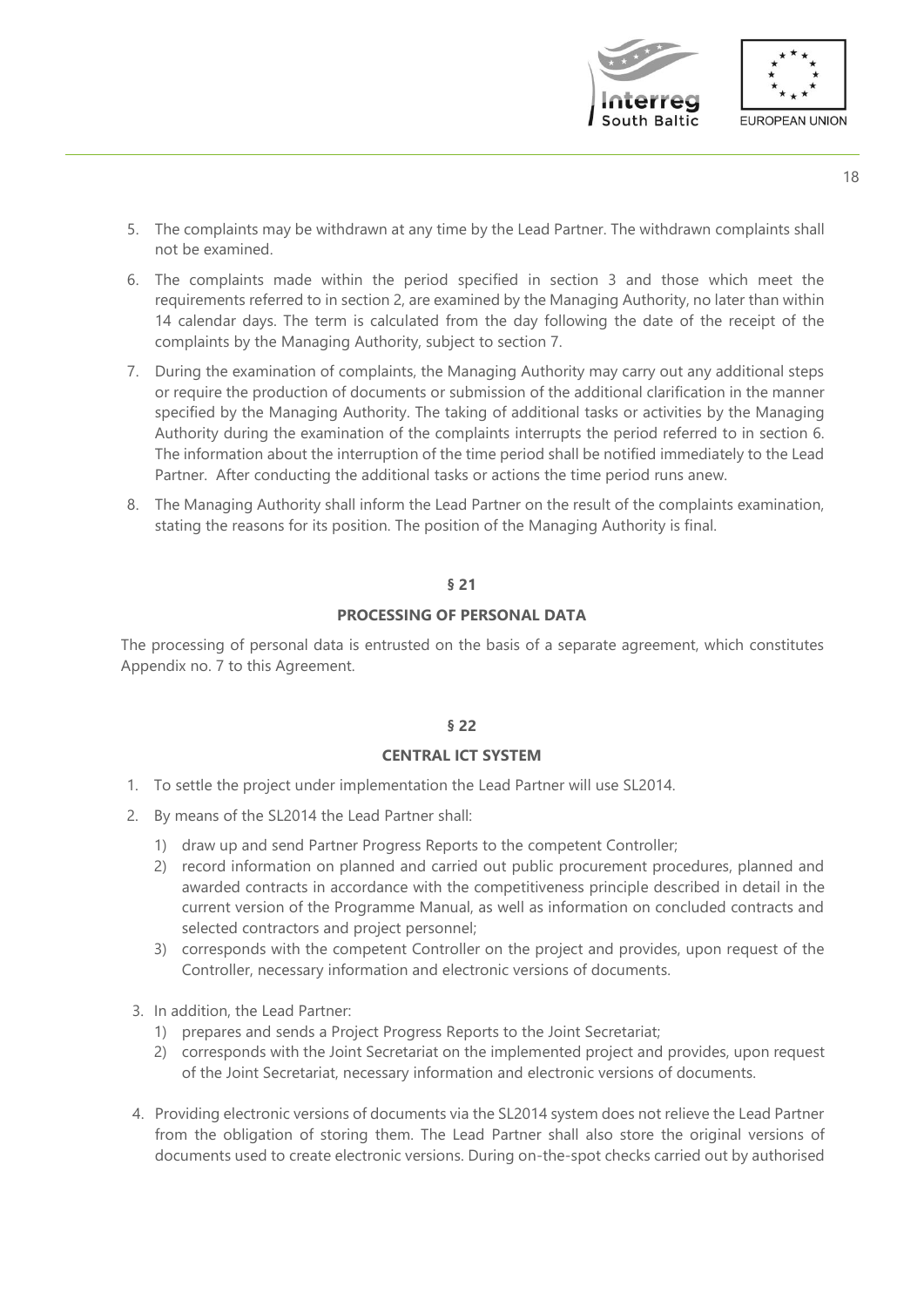5. The complaints may be withdrawn at any time by the Lead Partner. The withdrawn complaints shall not be examined.
6. The complaints made within the period specified in section 3 and those which meet the requirements referred to in section 2, are examined by the Managing Authority, no later than within 14 calendar days. The term is calculated from the day following the date of the receipt of the complaints by the Managing Authority, subject to section 7.
7. During the examination of complaints, the Managing Authority may carry out any additional steps or require the production of documents or submission of the additional clarification in the manner specified by the Managing Authority. The taking of additional tasks or activities by the Managing Authority during the examination of the complaints interrupts the period referred to in section 6. The information about the interruption of the time period shall be notified immediately to the Lead Partner. After conducting the additional tasks or actions the time period runs anew.
8. The Managing Authority shall inform the Lead Partner on the result of the complaints examination, stating the reasons for its position. The position of the Managing Authority is final.

## § 21

## PROCESSING OF PERSONAL DATA

The processing of personal data is entrusted on the basis of a separate agreement, which constitutes Appendix no. 7 to this Agreement.

## § 22

## CENTRAL ICT SYSTEM

1. To settle the project under implementation the Lead Partner will use SL2014.
2. By means of the SL2014 the Lead Partner shall:
   1) draw up and send Partner Progress Reports to the competent Controller;
   2) record information on planned and carried out public procurement procedures, planned and awarded contracts in accordance with the competitiveness principle described in detail in the current version of the Programme Manual, as well as information on concluded contracts and selected contractors and project personnel;
   3) corresponds with the competent Controller on the project and provides, upon request of the Controller, necessary information and electronic versions of documents.
3. In addition, the Lead Partner:
   1) prepares and sends a Project Progress Reports to the Joint Secretariat;
   2) corresponds with the Joint Secretariat on the implemented project and provides, upon request of the Joint Secretariat, necessary information and electronic versions of documents.
4. Providing electronic versions of documents via the SL2014 system does not relieve the Lead Partner from the obligation of storing them. The Lead Partner shall also store the original versions of documents used to create electronic versions. During on-the-spot checks carried out by authorised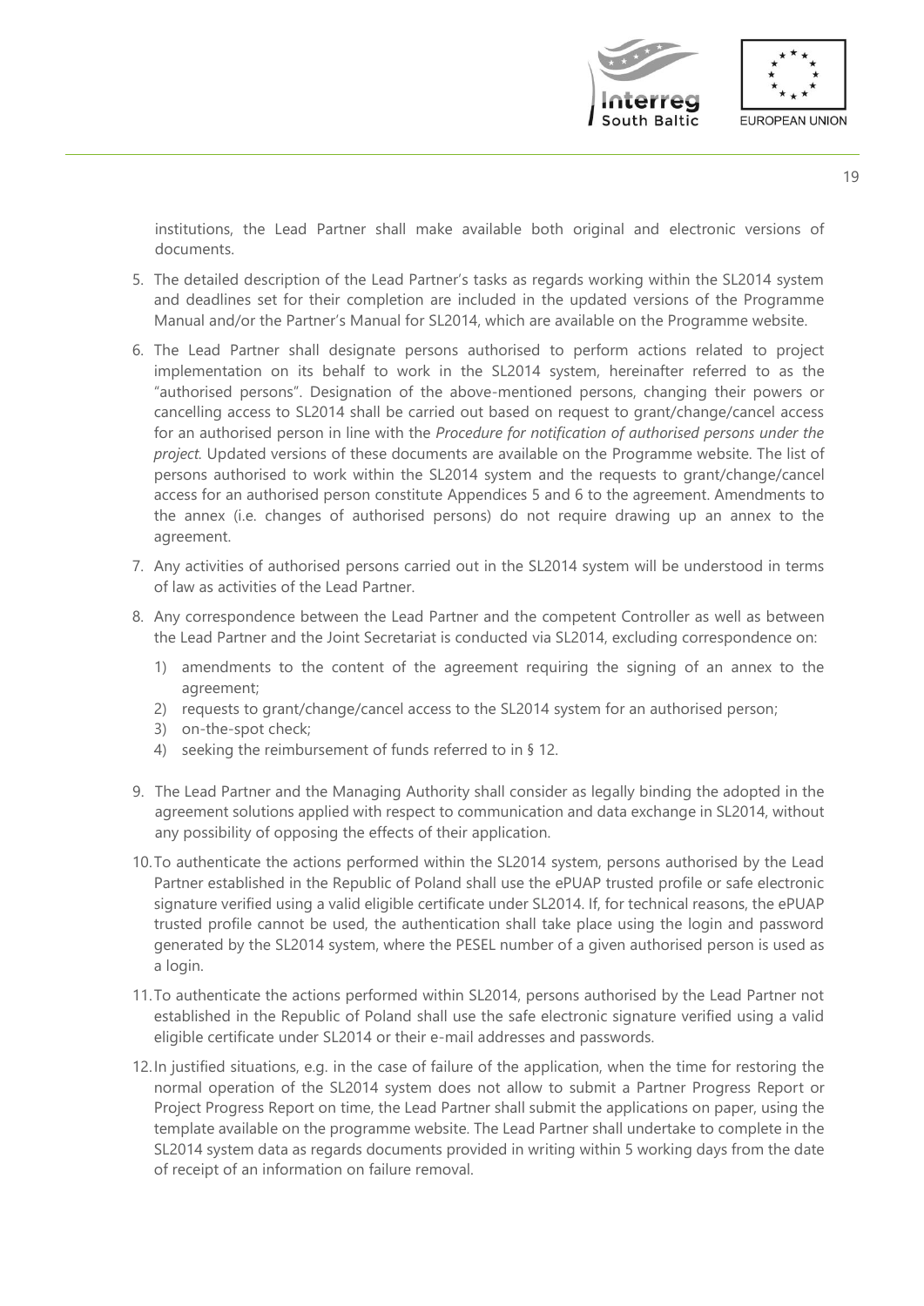institutions, the Lead Partner shall make available both original and electronic versions of documents.

5. The detailed description of the Lead Partner's tasks as regards working within the SL2014 system and deadlines set for their completion are included in the updated versions of the Programme Manual and/or the Partner's Manual for SL2014, which are available on the Programme website.
6. The Lead Partner shall designate persons authorised to perform actions related to project implementation on its behalf to work in the SL2014 system, hereinafter referred to as the "authorised persons". Designation of the above-mentioned persons, changing their powers or cancelling access to SL2014 shall be carried out based on request to grant/change/cancel access for an authorised person in line with the *Procedure for notification of authorised persons under the project.* Updated versions of these documents are available on the Programme website. The list of persons authorised to work within the SL2014 system and the requests to grant/change/cancel access for an authorised person constitute Appendices 5 and 6 to the agreement. Amendments to the annex (i.e. changes of authorised persons) do not require drawing up an annex to the agreement.
7. Any activities of authorised persons carried out in the SL2014 system will be understood in terms of law as activities of the Lead Partner.
8. Any correspondence between the Lead Partner and the competent Controller as well as between the Lead Partner and the Joint Secretariat is conducted via SL2014, excluding correspondence on:
   1) amendments to the content of the agreement requiring the signing of an annex to the agreement;
   2) requests to grant/change/cancel access to the SL2014 system for an authorised person;
   3) on-the-spot check;
   4) seeking the reimbursement of funds referred to in § 12.
9. The Lead Partner and the Managing Authority shall consider as legally binding the adopted in the agreement solutions applied with respect to communication and data exchange in SL2014, without any possibility of opposing the effects of their application.
10. To authenticate the actions performed within the SL2014 system, persons authorised by the Lead Partner established in the Republic of Poland shall use the ePUAP trusted profile or safe electronic signature verified using a valid eligible certificate under SL2014. If, for technical reasons, the ePUAP trusted profile cannot be used, the authentication shall take place using the login and password generated by the SL2014 system, where the PESEL number of a given authorised person is used as a login.
11. To authenticate the actions performed within SL2014, persons authorised by the Lead Partner not established in the Republic of Poland shall use the safe electronic signature verified using a valid eligible certificate under SL2014 or their e-mail addresses and passwords.
12. In justified situations, e.g. in the case of failure of the application, when the time for restoring the normal operation of the SL2014 system does not allow to submit a Partner Progress Report or Project Progress Report on time, the Lead Partner shall submit the applications on paper, using the template available on the programme website. The Lead Partner shall undertake to complete in the SL2014 system data as regards documents provided in writing within 5 working days from the date of receipt of an information on failure removal.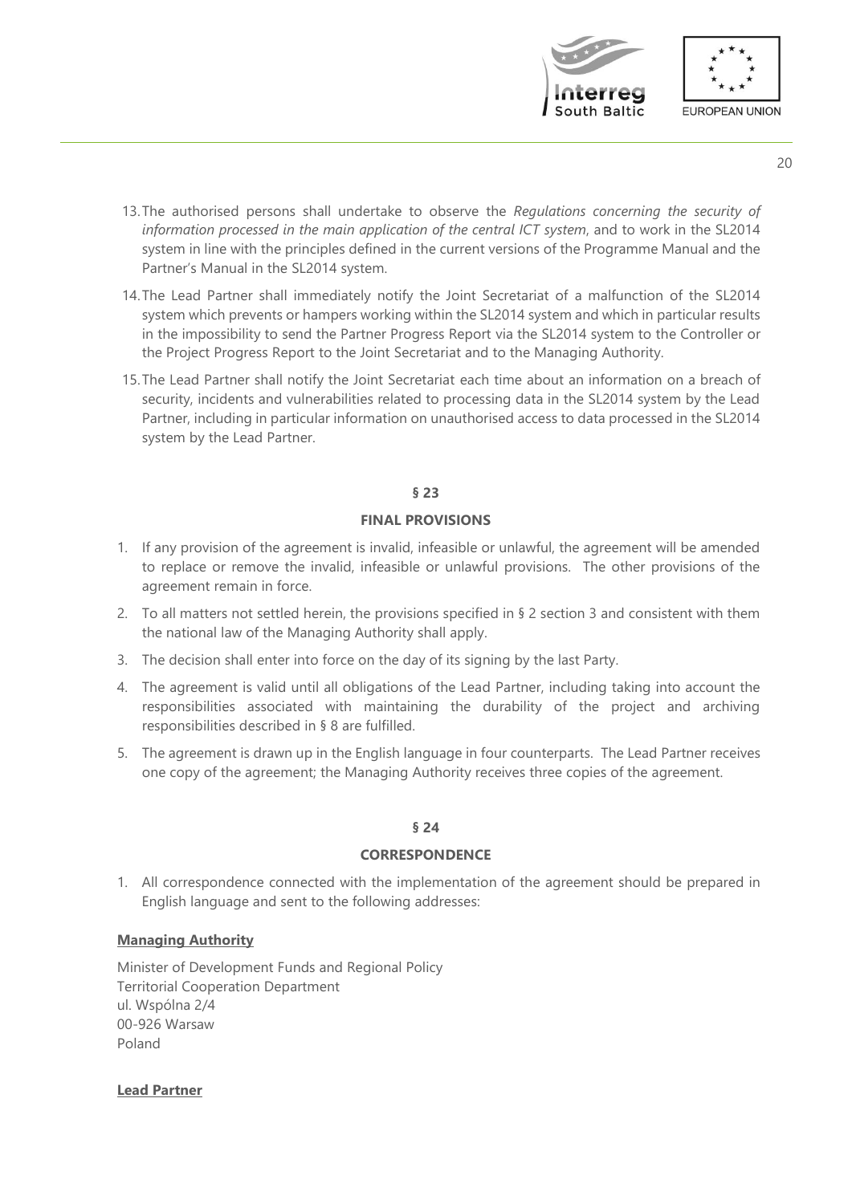13. The authorised persons shall undertake to observe the *Regulations concerning the security of information processed in the main application of the central ICT system*, and to work in the SL2014 system in line with the principles defined in the current versions of the Programme Manual and the Partner's Manual in the SL2014 system.
14. The Lead Partner shall immediately notify the Joint Secretariat of a malfunction of the SL2014 system which prevents or hampers working within the SL2014 system and which in particular results in the impossibility to send the Partner Progress Report via the SL2014 system to the Controller or the Project Progress Report to the Joint Secretariat and to the Managing Authority.
15. The Lead Partner shall notify the Joint Secretariat each time about an information on a breach of security, incidents and vulnerabilities related to processing data in the SL2014 system by the Lead Partner, including in particular information on unauthorised access to data processed in the SL2014 system by the Lead Partner.

**§ 23**

**FINAL PROVISIONS**

1. If any provision of the agreement is invalid, infeasible or unlawful, the agreement will be amended to replace or remove the invalid, infeasible or unlawful provisions. The other provisions of the agreement remain in force.
2. To all matters not settled herein, the provisions specified in § 2 section 3 and consistent with them the national law of the Managing Authority shall apply.
3. The decision shall enter into force on the day of its signing by the last Party.
4. The agreement is valid until all obligations of the Lead Partner, including taking into account the responsibilities associated with maintaining the durability of the project and archiving responsibilities described in § 8 are fulfilled.
5. The agreement is drawn up in the English language in four counterparts. The Lead Partner receives one copy of the agreement; the Managing Authority receives three copies of the agreement.

**§ 24**

**CORRESPONDENCE**

1. All correspondence connected with the implementation of the agreement should be prepared in English language and sent to the following addresses:

**Managing Authority**

Minister of Development Funds and Regional Policy
Territorial Cooperation Department
ul. Wspólna 2/4
00-926 Warsaw
Poland

**Lead Partner**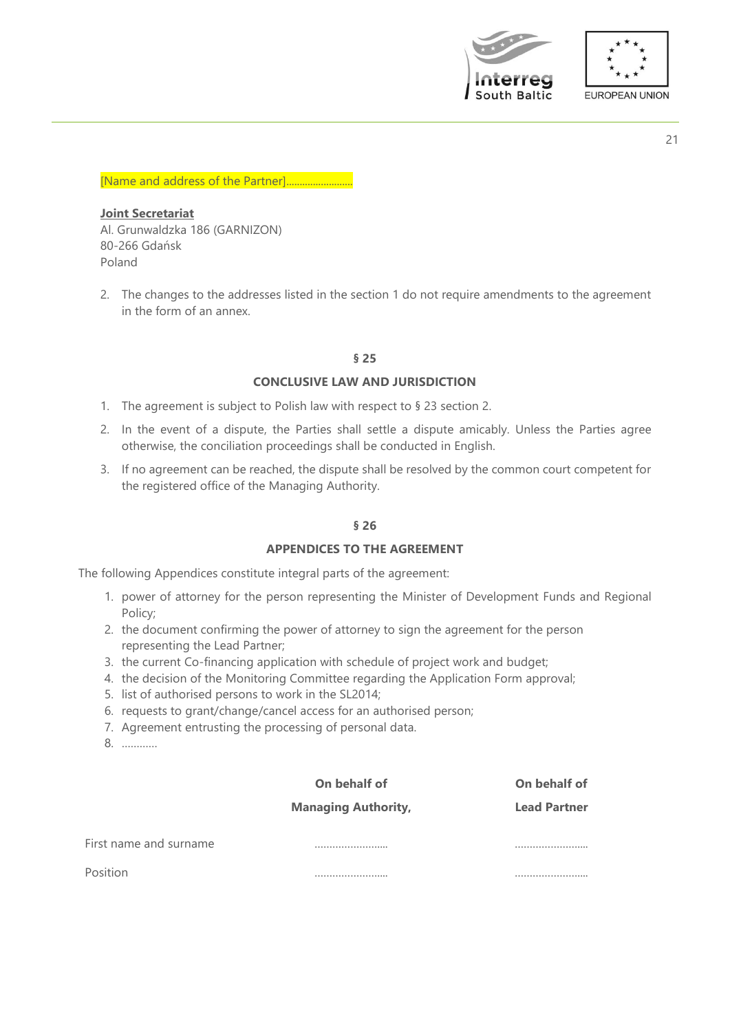[Name and address of the Partner]........................

**Joint Secretariat**
Al. Grunwaldzka 186 (GARNIZON)
80-266 Gdańsk
Poland

2. The changes to the addresses listed in the section 1 do not require amendments to the agreement in the form of an annex.

## § 25

## CONCLUSIVE LAW AND JURISDICTION

1. The agreement is subject to Polish law with respect to § 23 section 2.
2. In the event of a dispute, the Parties shall settle a dispute amicably. Unless the Parties agree otherwise, the conciliation proceedings shall be conducted in English.
3. If no agreement can be reached, the dispute shall be resolved by the common court competent for the registered office of the Managing Authority.

## § 26

## APPENDICES TO THE AGREEMENT

The following Appendices constitute integral parts of the agreement:

1. power of attorney for the person representing the Minister of Development Funds and Regional Policy;
2. the document confirming the power of attorney to sign the agreement for the person representing the Lead Partner;
3. the current Co-financing application with schedule of project work and budget;
4. the decision of the Monitoring Committee regarding the Application Form approval;
5. list of authorised persons to work in the SL2014;
6. requests to grant/change/cancel access for an authorised person;
7. Agreement entrusting the processing of personal data.
8. …………

| | **On behalf of Managing Authority,** | **On behalf of Lead Partner** |
|---|---|---|
| First name and surname | ......................... | ......................... |
| Position | ......................... | ......................... |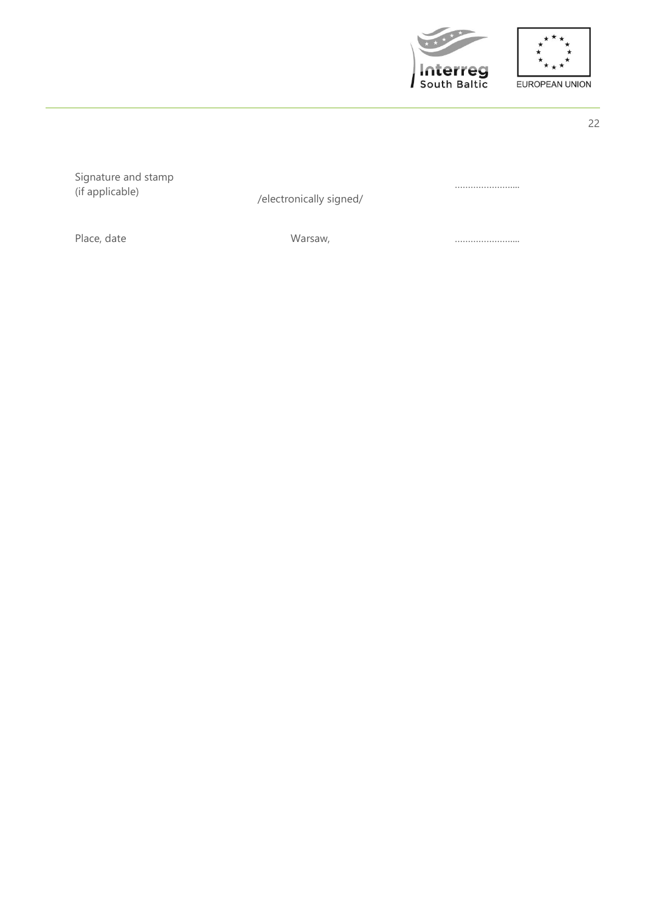| | | |
|---|---|---|
| Signature and stamp (if applicable) | /electronically signed/ | …………………... |
| Place, date | Warsaw, | …………………... |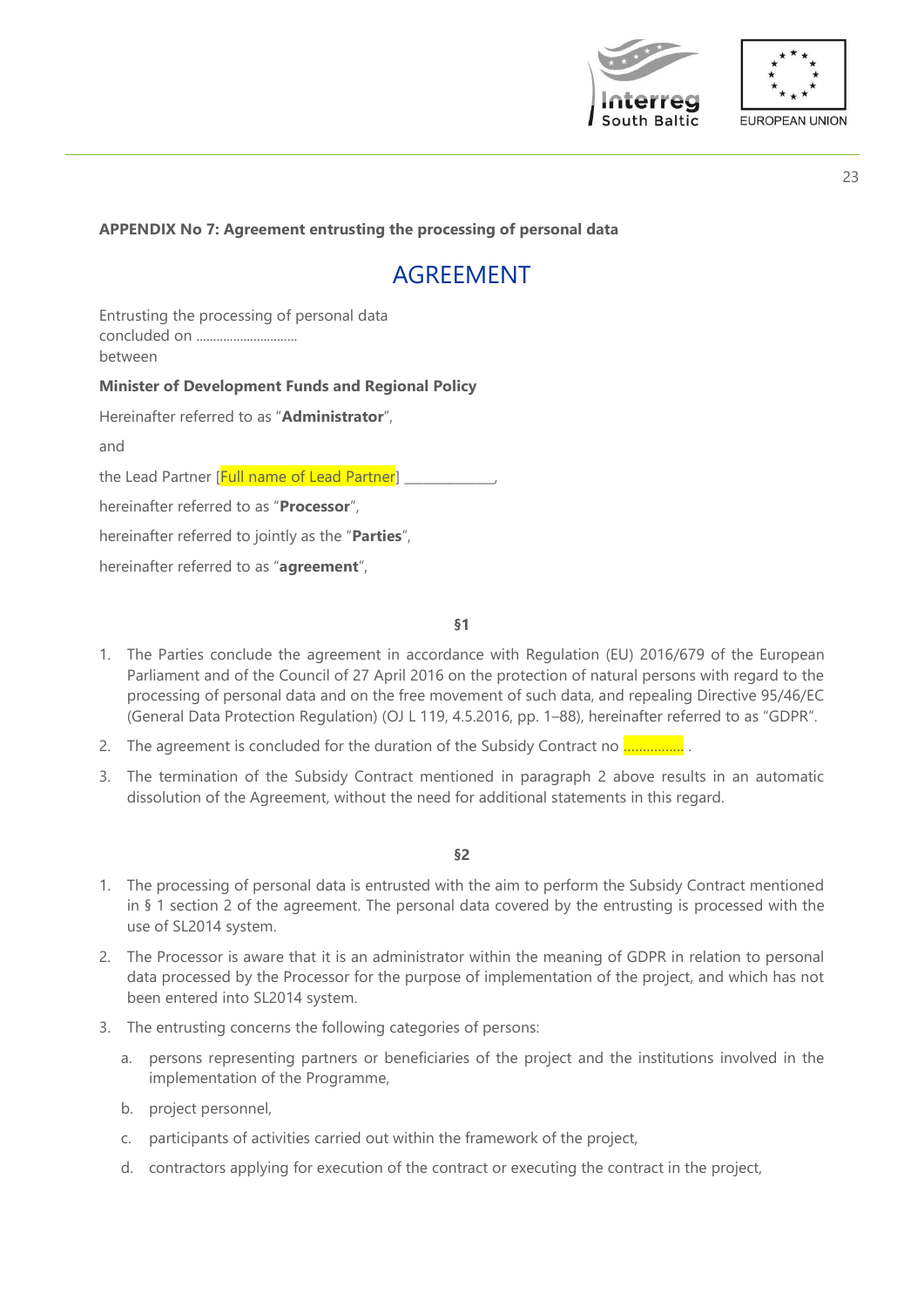**APPENDIX No 7: Agreement entrusting the processing of personal data**

# AGREEMENT

Entrusting the processing of personal data
concluded on ...............................
between

**Minister of Development Funds and Regional Policy**

Hereinafter referred to as "**Administrator**",

and

the Lead Partner [Full name of Lead Partner] _____________,

hereinafter referred to as "**Processor**",

hereinafter referred to jointly as the "**Parties**",

hereinafter referred to as "**agreement**",

§1

1. The Parties conclude the agreement in accordance with Regulation (EU) 2016/679 of the European Parliament and of the Council of 27 April 2016 on the protection of natural persons with regard to the processing of personal data and on the free movement of such data, and repealing Directive 95/46/EC (General Data Protection Regulation) (OJ L 119, 4.5.2016, pp. 1–88), hereinafter referred to as "GDPR".
2. The agreement is concluded for the duration of the Subsidy Contract no ................ .
3. The termination of the Subsidy Contract mentioned in paragraph 2 above results in an automatic dissolution of the Agreement, without the need for additional statements in this regard.

§2

1. The processing of personal data is entrusted with the aim to perform the Subsidy Contract mentioned in § 1 section 2 of the agreement. The personal data covered by the entrusting is processed with the use of SL2014 system.
2. The Processor is aware that it is an administrator within the meaning of GDPR in relation to personal data processed by the Processor for the purpose of implementation of the project, and which has not been entered into SL2014 system.
3. The entrusting concerns the following categories of persons:
   a. persons representing partners or beneficiaries of the project and the institutions involved in the implementation of the Programme,
   b. project personnel,
   c. participants of activities carried out within the framework of the project,
   d. contractors applying for execution of the contract or executing the contract in the project,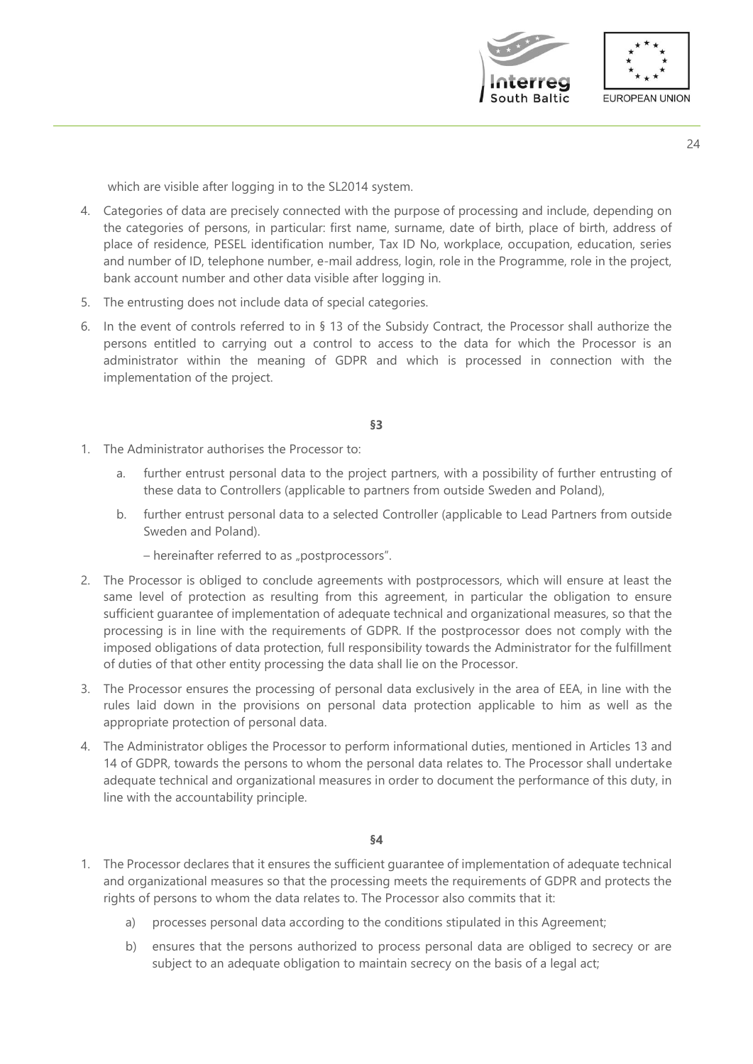which are visible after logging in to the SL2014 system.

4. Categories of data are precisely connected with the purpose of processing and include, depending on the categories of persons, in particular: first name, surname, date of birth, place of birth, address of place of residence, PESEL identification number, Tax ID No, workplace, occupation, education, series and number of ID, telephone number, e-mail address, login, role in the Programme, role in the project, bank account number and other data visible after logging in.
5. The entrusting does not include data of special categories.
6. In the event of controls referred to in § 13 of the Subsidy Contract, the Processor shall authorize the persons entitled to carrying out a control to access to the data for which the Processor is an administrator within the meaning of GDPR and which is processed in connection with the implementation of the project.

**§3**

1. The Administrator authorises the Processor to:
   a. further entrust personal data to the project partners, with a possibility of further entrusting of these data to Controllers (applicable to partners from outside Sweden and Poland),
   b. further entrust personal data to a selected Controller (applicable to Lead Partners from outside Sweden and Poland).

   – hereinafter referred to as „postprocessors".
2. The Processor is obliged to conclude agreements with postprocessors, which will ensure at least the same level of protection as resulting from this agreement, in particular the obligation to ensure sufficient guarantee of implementation of adequate technical and organizational measures, so that the processing is in line with the requirements of GDPR. If the postprocessor does not comply with the imposed obligations of data protection, full responsibility towards the Administrator for the fulfillment of duties of that other entity processing the data shall lie on the Processor.
3. The Processor ensures the processing of personal data exclusively in the area of EEA, in line with the rules laid down in the provisions on personal data protection applicable to him as well as the appropriate protection of personal data.
4. The Administrator obliges the Processor to perform informational duties, mentioned in Articles 13 and 14 of GDPR, towards the persons to whom the personal data relates to. The Processor shall undertake adequate technical and organizational measures in order to document the performance of this duty, in line with the accountability principle.

**§4**

1. The Processor declares that it ensures the sufficient guarantee of implementation of adequate technical and organizational measures so that the processing meets the requirements of GDPR and protects the rights of persons to whom the data relates to. The Processor also commits that it:
   a) processes personal data according to the conditions stipulated in this Agreement;
   b) ensures that the persons authorized to process personal data are obliged to secrecy or are subject to an adequate obligation to maintain secrecy on the basis of a legal act;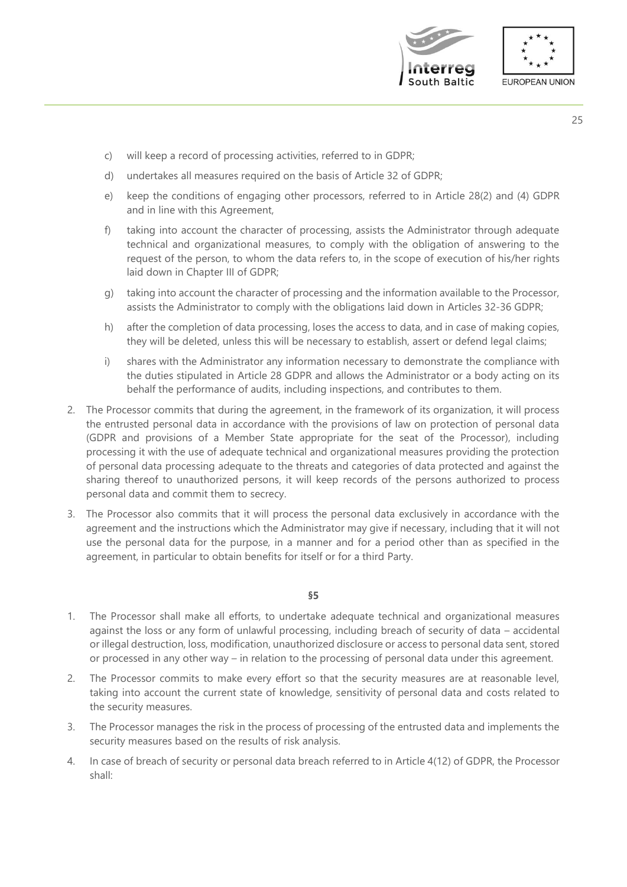c) will keep a record of processing activities, referred to in GDPR;

d) undertakes all measures required on the basis of Article 32 of GDPR;

e) keep the conditions of engaging other processors, referred to in Article 28(2) and (4) GDPR and in line with this Agreement,

f) taking into account the character of processing, assists the Administrator through adequate technical and organizational measures, to comply with the obligation of answering to the request of the person, to whom the data refers to, in the scope of execution of his/her rights laid down in Chapter III of GDPR;

g) taking into account the character of processing and the information available to the Processor, assists the Administrator to comply with the obligations laid down in Articles 32-36 GDPR;

h) after the completion of data processing, loses the access to data, and in case of making copies, they will be deleted, unless this will be necessary to establish, assert or defend legal claims;

i) shares with the Administrator any information necessary to demonstrate the compliance with the duties stipulated in Article 28 GDPR and allows the Administrator or a body acting on its behalf the performance of audits, including inspections, and contributes to them.

2. The Processor commits that during the agreement, in the framework of its organization, it will process the entrusted personal data in accordance with the provisions of law on protection of personal data (GDPR and provisions of a Member State appropriate for the seat of the Processor), including processing it with the use of adequate technical and organizational measures providing the protection of personal data processing adequate to the threats and categories of data protected and against the sharing thereof to unauthorized persons, it will keep records of the persons authorized to process personal data and commit them to secrecy.

3. The Processor also commits that it will process the personal data exclusively in accordance with the agreement and the instructions which the Administrator may give if necessary, including that it will not use the personal data for the purpose, in a manner and for a period other than as specified in the agreement, in particular to obtain benefits for itself or for a third Party.

**§5**

1. The Processor shall make all efforts, to undertake adequate technical and organizational measures against the loss or any form of unlawful processing, including breach of security of data – accidental or illegal destruction, loss, modification, unauthorized disclosure or access to personal data sent, stored or processed in any other way – in relation to the processing of personal data under this agreement.

2. The Processor commits to make every effort so that the security measures are at reasonable level, taking into account the current state of knowledge, sensitivity of personal data and costs related to the security measures.

3. The Processor manages the risk in the process of processing of the entrusted data and implements the security measures based on the results of risk analysis.

4. In case of breach of security or personal data breach referred to in Article 4(12) of GDPR, the Processor shall: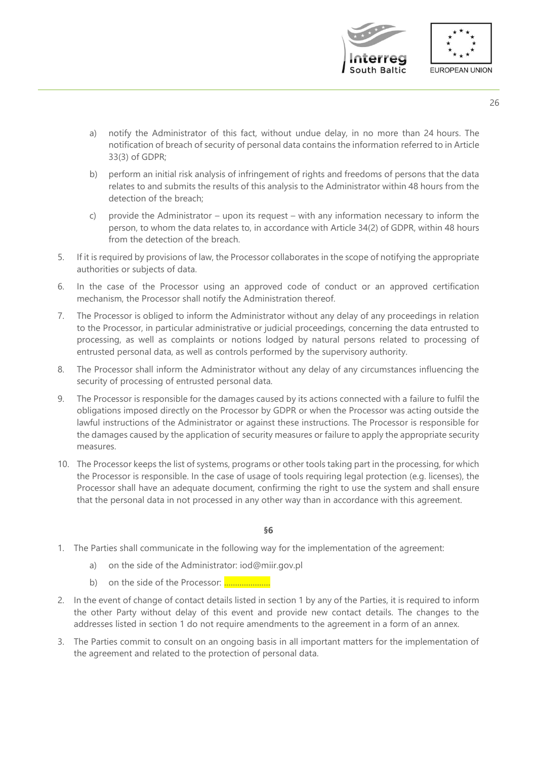a) notify the Administrator of this fact, without undue delay, in no more than 24 hours. The notification of breach of security of personal data contains the information referred to in Article 33(3) of GDPR;

b) perform an initial risk analysis of infringement of rights and freedoms of persons that the data relates to and submits the results of this analysis to the Administrator within 48 hours from the detection of the breach;

c) provide the Administrator – upon its request – with any information necessary to inform the person, to whom the data relates to, in accordance with Article 34(2) of GDPR, within 48 hours from the detection of the breach.

5. If it is required by provisions of law, the Processor collaborates in the scope of notifying the appropriate authorities or subjects of data.

6. In the case of the Processor using an approved code of conduct or an approved certification mechanism, the Processor shall notify the Administration thereof.

7. The Processor is obliged to inform the Administrator without any delay of any proceedings in relation to the Processor, in particular administrative or judicial proceedings, concerning the data entrusted to processing, as well as complaints or notions lodged by natural persons related to processing of entrusted personal data, as well as controls performed by the supervisory authority.

8. The Processor shall inform the Administrator without any delay of any circumstances influencing the security of processing of entrusted personal data.

9. The Processor is responsible for the damages caused by its actions connected with a failure to fulfil the obligations imposed directly on the Processor by GDPR or when the Processor was acting outside the lawful instructions of the Administrator or against these instructions. The Processor is responsible for the damages caused by the application of security measures or failure to apply the appropriate security measures.

10. The Processor keeps the list of systems, programs or other tools taking part in the processing, for which the Processor is responsible. In the case of usage of tools requiring legal protection (e.g. licenses), the Processor shall have an adequate document, confirming the right to use the system and shall ensure that the personal data in not processed in any other way than in accordance with this agreement.

**§6**

1. The Parties shall communicate in the following way for the implementation of the agreement:
   a) on the side of the Administrator: iod@miir.gov.pl
   b) on the side of the Processor: .....................

2. In the event of change of contact details listed in section 1 by any of the Parties, it is required to inform the other Party without delay of this event and provide new contact details. The changes to the addresses listed in section 1 do not require amendments to the agreement in a form of an annex.

3. The Parties commit to consult on an ongoing basis in all important matters for the implementation of the agreement and related to the protection of personal data.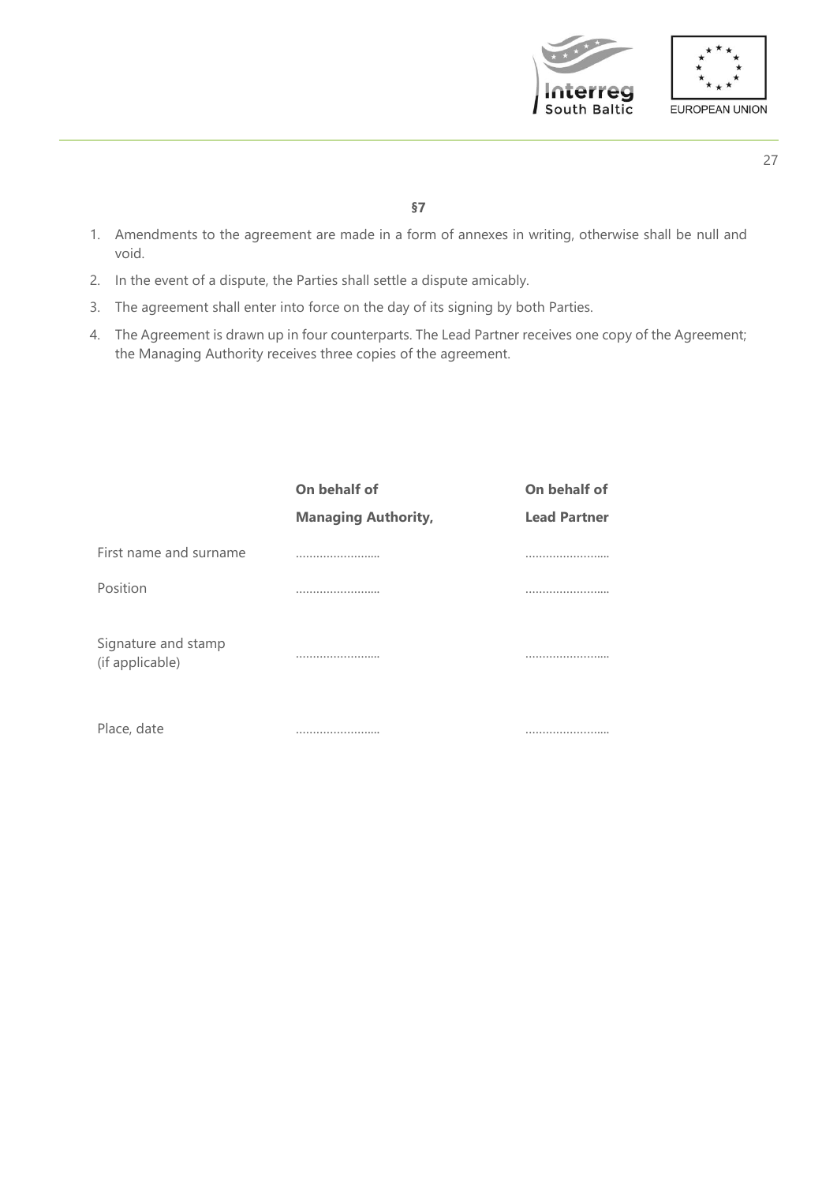**§7**

1. Amendments to the agreement are made in a form of annexes in writing, otherwise shall be null and void.
2. In the event of a dispute, the Parties shall settle a dispute amicably.
3. The agreement shall enter into force on the day of its signing by both Parties.
4. The Agreement is drawn up in four counterparts. The Lead Partner receives one copy of the Agreement; the Managing Authority receives three copies of the agreement.

| | **On behalf of Managing Authority,** | **On behalf of Lead Partner** |
|---|---|---|
| First name and surname | …………………... | …………………... |
| Position | …………………... | …………………... |
| Signature and stamp (if applicable) | …………………... | …………………... |
| Place, date | …………………... | …………………... |